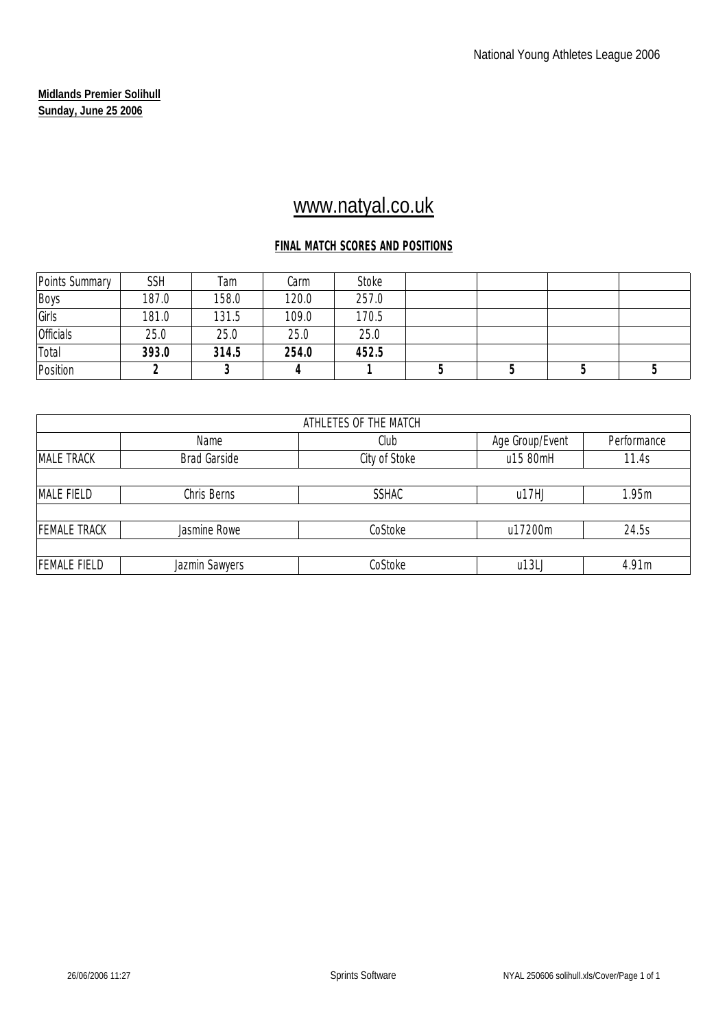National Young Athletes League 2006

**Midlands Premier Solihull**
**Sunday, June 25 2006**

www.natyal.co.uk

**FINAL MATCH SCORES AND POSITIONS**

| Points Summary | SSH | Tam | Carm | Stoke | | | | |
|---|---|---|---|---|---|---|---|---|
| Boys | 187.0 | 158.0 | 120.0 | 257.0 | | | | |
| Girls | 181.0 | 131.5 | 109.0 | 170.5 | | | | |
| Officials | 25.0 | 25.0 | 25.0 | 25.0 | | | | |
| Total | **393.0** | **314.5** | **254.0** | **452.5** | | | | |
| Position | **2** | **3** | **4** | **1** | **5** | **5** | **5** | **5** |

| ATHLETES OF THE MATCH | | | | |
|---|---|---|---|---|
| | Name | Club | Age Group/Event | Performance |
| MALE TRACK | Brad Garside | City of Stoke | u15 80mH | 11.4s |
| MALE FIELD | Chris Berns | SSHAC | u17HJ | 1.95m |
| FEMALE TRACK | Jasmine Rowe | CoStoke | u17200m | 24.5s |
| FEMALE FIELD | Jazmin Sawyers | CoStoke | u13LJ | 4.91m |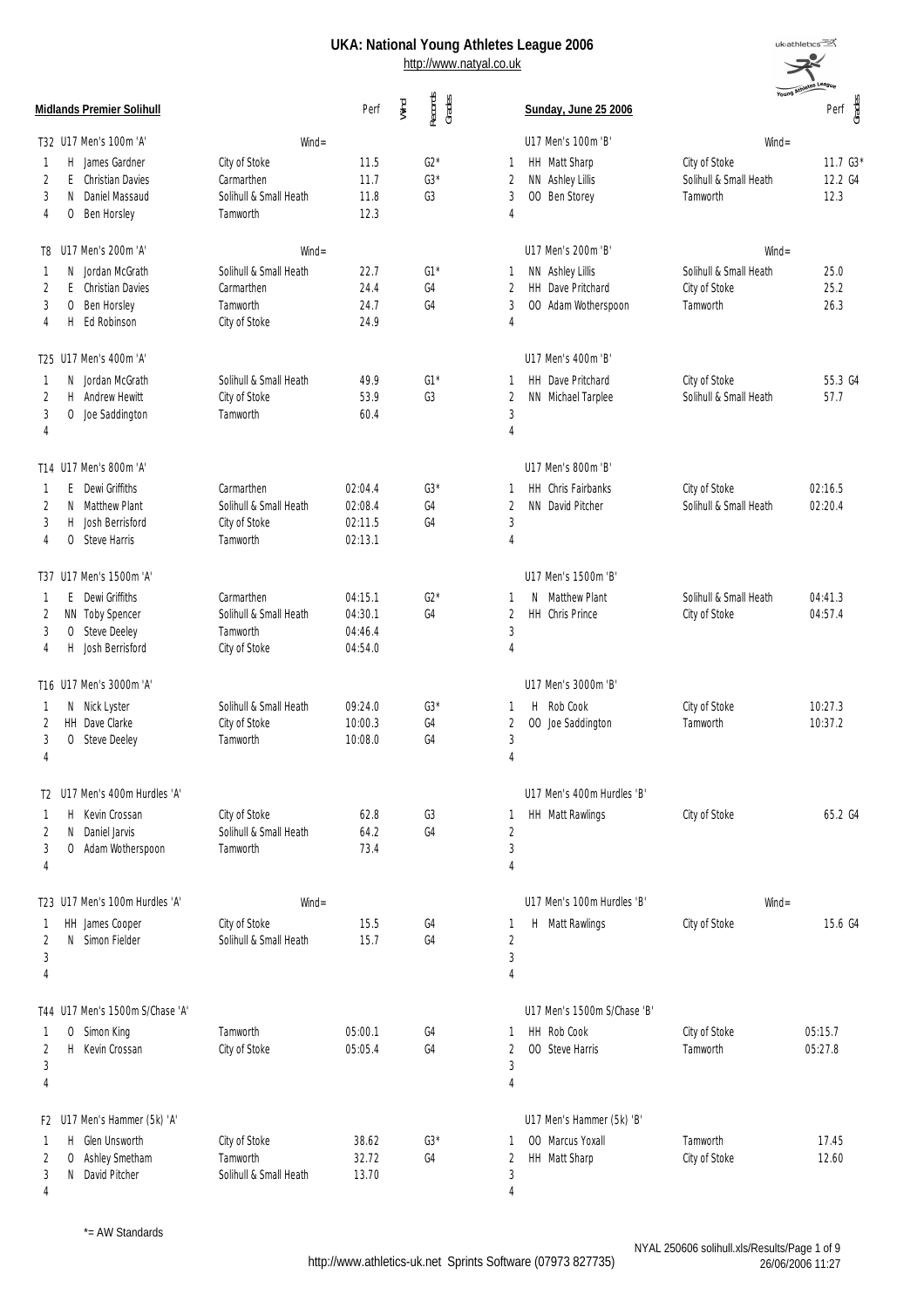# UKA: National Young Athletes League 2006

http://www.natyal.co.uk

**Midlands Premier Solihull** — **Sunday, June 25 2006**

### T32 U17 Men's 100m 'A' (Wind=)

| Pos | | Name | Club | Perf | Wind | Records | Grades |
|---|---|---|---|---|---|---|---|
| 1 | H | James Gardner | City of Stoke | 11.5 | | | G2* |
| 2 | E | Christian Davies | Carmarthen | 11.7 | | | G3* |
| 3 | N | Daniel Massaud | Solihull & Small Heath | 11.8 | | | G3 |
| 4 | O | Ben Horsley | Tamworth | 12.3 | | | |

### U17 Men's 100m 'B' (Wind=)

| Pos | | Name | Club | Perf | Grades |
|---|---|---|---|---|---|
| 1 | HH | Matt Sharp | City of Stoke | 11.7 | G3* |
| 2 | NN | Ashley Lillis | Solihull & Small Heath | 12.2 | G4 |
| 3 | OO | Ben Storey | Tamworth | 12.3 | |
| 4 | | | | | |

### T8 U17 Men's 200m 'A' (Wind=)

| Pos | | Name | Club | Perf | Wind | Records | Grades |
|---|---|---|---|---|---|---|---|
| 1 | N | Jordan McGrath | Solihull & Small Heath | 22.7 | | | G1* |
| 2 | E | Christian Davies | Carmarthen | 24.4 | | | G4 |
| 3 | O | Ben Horsley | Tamworth | 24.7 | | | G4 |
| 4 | H | Ed Robinson | City of Stoke | 24.9 | | | |

### U17 Men's 200m 'B' (Wind=)

| Pos | | Name | Club | Perf | Grades |
|---|---|---|---|---|---|
| 1 | NN | Ashley Lillis | Solihull & Small Heath | 25.0 | |
| 2 | HH | Dave Pritchard | City of Stoke | 25.2 | |
| 3 | OO | Adam Wotherspoon | Tamworth | 26.3 | |
| 4 | | | | | |

### T25 U17 Men's 400m 'A'

| Pos | | Name | Club | Perf | Wind | Records | Grades |
|---|---|---|---|---|---|---|---|
| 1 | N | Jordan McGrath | Solihull & Small Heath | 49.9 | | | G1* |
| 2 | H | Andrew Hewitt | City of Stoke | 53.9 | | | G3 |
| 3 | O | Joe Saddington | Tamworth | 60.4 | | | |
| 4 | | | | | | | |

### U17 Men's 400m 'B'

| Pos | | Name | Club | Perf | Grades |
|---|---|---|---|---|---|
| 1 | HH | Dave Pritchard | City of Stoke | 55.3 | G4 |
| 2 | NN | Michael Tarplee | Solihull & Small Heath | 57.7 | |
| 3 | | | | | |
| 4 | | | | | |

### T14 U17 Men's 800m 'A'

| Pos | | Name | Club | Perf | Wind | Records | Grades |
|---|---|---|---|---|---|---|---|
| 1 | E | Dewi Griffiths | Carmarthen | 02:04.4 | | | G3* |
| 2 | N | Matthew Plant | Solihull & Small Heath | 02:08.4 | | | G4 |
| 3 | H | Josh Berrisford | City of Stoke | 02:11.5 | | | G4 |
| 4 | O | Steve Harris | Tamworth | 02:13.1 | | | |

### U17 Men's 800m 'B'

| Pos | | Name | Club | Perf | Grades |
|---|---|---|---|---|---|
| 1 | HH | Chris Fairbanks | City of Stoke | 02:16.5 | |
| 2 | NN | David Pitcher | Solihull & Small Heath | 02:20.4 | |
| 3 | | | | | |
| 4 | | | | | |

### T37 U17 Men's 1500m 'A'

| Pos | | Name | Club | Perf | Wind | Records | Grades |
|---|---|---|---|---|---|---|---|
| 1 | E | Dewi Griffiths | Carmarthen | 04:15.1 | | | G2* |
| 2 | NN | Toby Spencer | Solihull & Small Heath | 04:30.1 | | | G4 |
| 3 | O | Steve Deeley | Tamworth | 04:46.4 | | | |
| 4 | H | Josh Berrisford | City of Stoke | 04:54.0 | | | |

### U17 Men's 1500m 'B'

| Pos | | Name | Club | Perf | Grades |
|---|---|---|---|---|---|
| 1 | N | Matthew Plant | Solihull & Small Heath | 04:41.3 | |
| 2 | HH | Chris Prince | City of Stoke | 04:57.4 | |
| 3 | | | | | |
| 4 | | | | | |

### T16 U17 Men's 3000m 'A'

| Pos | | Name | Club | Perf | Wind | Records | Grades |
|---|---|---|---|---|---|---|---|
| 1 | N | Nick Lyster | Solihull & Small Heath | 09:24.0 | | | G3* |
| 2 | HH | Dave Clarke | City of Stoke | 10:00.3 | | | G4 |
| 3 | O | Steve Deeley | Tamworth | 10:08.0 | | | G4 |
| 4 | | | | | | | |

### U17 Men's 3000m 'B'

| Pos | | Name | Club | Perf | Grades |
|---|---|---|---|---|---|
| 1 | H | Rob Cook | City of Stoke | 10:27.3 | |
| 2 | OO | Joe Saddington | Tamworth | 10:37.2 | |
| 3 | | | | | |
| 4 | | | | | |

### T2 U17 Men's 400m Hurdles 'A'

| Pos | | Name | Club | Perf | Wind | Records | Grades |
|---|---|---|---|---|---|---|---|
| 1 | H | Kevin Crossan | City of Stoke | 62.8 | | | G3 |
| 2 | N | Daniel Jarvis | Solihull & Small Heath | 64.2 | | | G4 |
| 3 | O | Adam Wotherspoon | Tamworth | 73.4 | | | |
| 4 | | | | | | | |

### U17 Men's 400m Hurdles 'B'

| Pos | | Name | Club | Perf | Grades |
|---|---|---|---|---|---|
| 1 | HH | Matt Rawlings | City of Stoke | 65.2 | G4 |
| 2 | | | | | |
| 3 | | | | | |
| 4 | | | | | |

### T23 U17 Men's 100m Hurdles 'A' (Wind=)

| Pos | | Name | Club | Perf | Wind | Records | Grades |
|---|---|---|---|---|---|---|---|
| 1 | HH | James Cooper | City of Stoke | 15.5 | | | G4 |
| 2 | N | Simon Fielder | Solihull & Small Heath | 15.7 | | | G4 |
| 3 | | | | | | | |
| 4 | | | | | | | |

### U17 Men's 100m Hurdles 'B' (Wind=)

| Pos | | Name | Club | Perf | Grades |
|---|---|---|---|---|---|
| 1 | H | Matt Rawlings | City of Stoke | 15.6 | G4 |
| 2 | | | | | |
| 3 | | | | | |
| 4 | | | | | |

### T44 U17 Men's 1500m S/Chase 'A'

| Pos | | Name | Club | Perf | Wind | Records | Grades |
|---|---|---|---|---|---|---|---|
| 1 | O | Simon King | Tamworth | 05:00.1 | | | G4 |
| 2 | H | Kevin Crossan | City of Stoke | 05:05.4 | | | G4 |
| 3 | | | | | | | |
| 4 | | | | | | | |

### U17 Men's 1500m S/Chase 'B'

| Pos | | Name | Club | Perf | Grades |
|---|---|---|---|---|---|
| 1 | HH | Rob Cook | City of Stoke | 05:15.7 | |
| 2 | OO | Steve Harris | Tamworth | 05:27.8 | |
| 3 | | | | | |
| 4 | | | | | |

### F2 U17 Men's Hammer (5k) 'A'

| Pos | | Name | Club | Perf | Wind | Records | Grades |
|---|---|---|---|---|---|---|---|
| 1 | H | Glen Unsworth | City of Stoke | 38.62 | | | G3* |
| 2 | O | Ashley Smetham | Tamworth | 32.72 | | | G4 |
| 3 | N | David Pitcher | Solihull & Small Heath | 13.70 | | | |
| 4 | | | | | | | |

### U17 Men's Hammer (5k) 'B'

| Pos | | Name | Club | Perf | Grades |
|---|---|---|---|---|---|
| 1 | OO | Marcus Yoxall | Tamworth | 17.45 | |
| 2 | HH | Matt Sharp | City of Stoke | 12.60 | |
| 3 | | | | | |
| 4 | | | | | |

*= AW Standards

http://www.athletics-uk.net Sprints Software (07973 827735)

NYAL 250606 solihull.xls/Results/Page 1 of 9
26/06/2006 11:27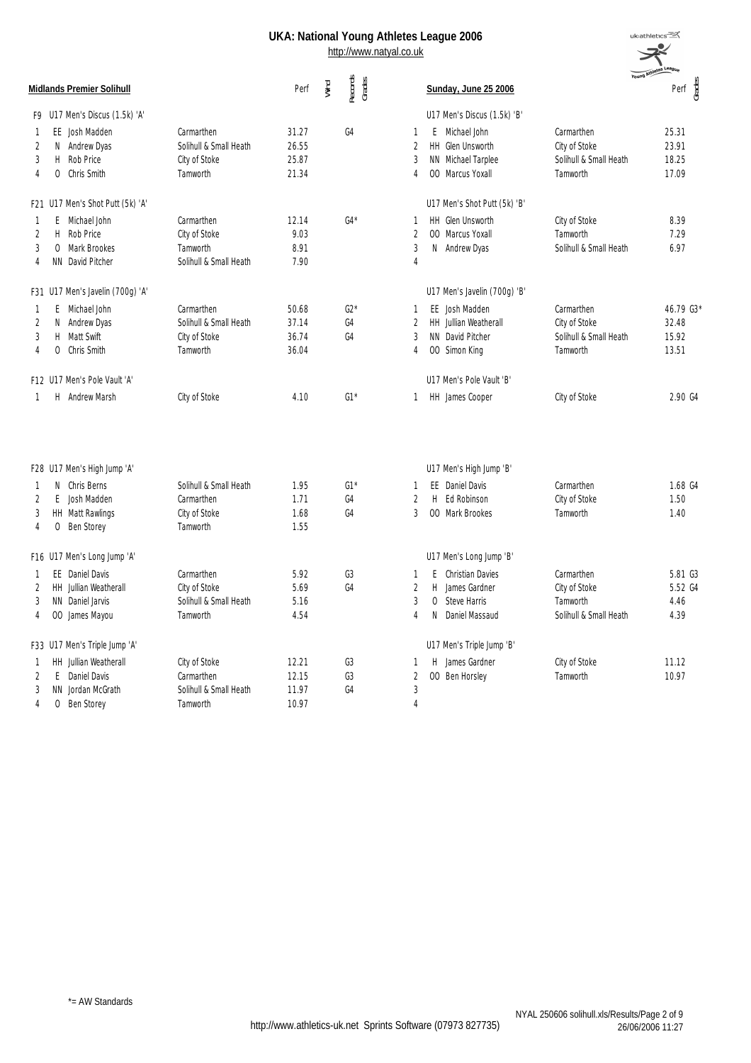# UKA: National Young Athletes League 2006

http://www.natyal.co.uk

**Midlands Premier Solihull** — **Sunday, June 25 2006**

### F9 U17 Men's Discus (1.5k) 'A'

| Pos | | Name | Club | Perf | Wind | Records Grades |
|---|---|---|---|---|---|---|
| 1 | EE | Josh Madden | Carmarthen | 31.27 | | G4 |
| 2 | N | Andrew Dyas | Solihull & Small Heath | 26.55 | | |
| 3 | H | Rob Price | City of Stoke | 25.87 | | |
| 4 | O | Chris Smith | Tamworth | 21.34 | | |

### U17 Men's Discus (1.5k) 'B'

| Pos | | Name | Club | Perf | Grades |
|---|---|---|---|---|---|
| 1 | E | Michael John | Carmarthen | 25.31 | |
| 2 | HH | Glen Unsworth | City of Stoke | 23.91 | |
| 3 | NN | Michael Tarplee | Solihull & Small Heath | 18.25 | |
| 4 | OO | Marcus Yoxall | Tamworth | 17.09 | |

### F21 U17 Men's Shot Putt (5k) 'A'

| Pos | | Name | Club | Perf | Wind | Records Grades |
|---|---|---|---|---|---|---|
| 1 | E | Michael John | Carmarthen | 12.14 | | G4* |
| 2 | H | Rob Price | City of Stoke | 9.03 | | |
| 3 | O | Mark Brookes | Tamworth | 8.91 | | |
| 4 | NN | David Pitcher | Solihull & Small Heath | 7.90 | | |

### U17 Men's Shot Putt (5k) 'B'

| Pos | | Name | Club | Perf | Grades |
|---|---|---|---|---|---|
| 1 | HH | Glen Unsworth | City of Stoke | 8.39 | |
| 2 | OO | Marcus Yoxall | Tamworth | 7.29 | |
| 3 | N | Andrew Dyas | Solihull & Small Heath | 6.97 | |
| 4 | | | | | |

### F31 U17 Men's Javelin (700g) 'A'

| Pos | | Name | Club | Perf | Wind | Records Grades |
|---|---|---|---|---|---|---|
| 1 | E | Michael John | Carmarthen | 50.68 | | G2* |
| 2 | N | Andrew Dyas | Solihull & Small Heath | 37.14 | | G4 |
| 3 | H | Matt Swift | City of Stoke | 36.74 | | G4 |
| 4 | O | Chris Smith | Tamworth | 36.04 | | |

### U17 Men's Javelin (700g) 'B'

| Pos | | Name | Club | Perf | Grades |
|---|---|---|---|---|---|
| 1 | EE | Josh Madden | Carmarthen | 46.79 | G3* |
| 2 | HH | Jullian Weatherall | City of Stoke | 32.48 | |
| 3 | NN | David Pitcher | Solihull & Small Heath | 15.92 | |
| 4 | OO | Simon King | Tamworth | 13.51 | |

### F12 U17 Men's Pole Vault 'A'

| Pos | | Name | Club | Perf | Wind | Records Grades |
|---|---|---|---|---|---|---|
| 1 | H | Andrew Marsh | City of Stoke | 4.10 | | G1* |

### U17 Men's Pole Vault 'B'

| Pos | | Name | Club | Perf | Grades |
|---|---|---|---|---|---|
| 1 | HH | James Cooper | City of Stoke | 2.90 | G4 |

### F28 U17 Men's High Jump 'A'

| Pos | | Name | Club | Perf | Wind | Records Grades |
|---|---|---|---|---|---|---|
| 1 | N | Chris Berns | Solihull & Small Heath | 1.95 | | G1* |
| 2 | E | Josh Madden | Carmarthen | 1.71 | | G4 |
| 3 | HH | Matt Rawlings | City of Stoke | 1.68 | | G4 |
| 4 | O | Ben Storey | Tamworth | 1.55 | | |

### U17 Men's High Jump 'B'

| Pos | | Name | Club | Perf | Grades |
|---|---|---|---|---|---|
| 1 | EE | Daniel Davis | Carmarthen | 1.68 | G4 |
| 2 | H | Ed Robinson | City of Stoke | 1.50 | |
| 3 | OO | Mark Brookes | Tamworth | 1.40 | |

### F16 U17 Men's Long Jump 'A'

| Pos | | Name | Club | Perf | Wind | Records Grades |
|---|---|---|---|---|---|---|
| 1 | EE | Daniel Davis | Carmarthen | 5.92 | | G3 |
| 2 | HH | Jullian Weatherall | City of Stoke | 5.69 | | G4 |
| 3 | NN | Daniel Jarvis | Solihull & Small Heath | 5.16 | | |
| 4 | OO | James Mayou | Tamworth | 4.54 | | |

### U17 Men's Long Jump 'B'

| Pos | | Name | Club | Perf | Grades |
|---|---|---|---|---|---|
| 1 | E | Christian Davies | Carmarthen | 5.81 | G3 |
| 2 | H | James Gardner | City of Stoke | 5.52 | G4 |
| 3 | O | Steve Harris | Tamworth | 4.46 | |
| 4 | N | Daniel Massaud | Solihull & Small Heath | 4.39 | |

### F33 U17 Men's Triple Jump 'A'

| Pos | | Name | Club | Perf | Wind | Records Grades |
|---|---|---|---|---|---|---|
| 1 | HH | Jullian Weatherall | City of Stoke | 12.21 | | G3 |
| 2 | E | Daniel Davis | Carmarthen | 12.15 | | G3 |
| 3 | NN | Jordan McGrath | Solihull & Small Heath | 11.97 | | G4 |
| 4 | O | Ben Storey | Tamworth | 10.97 | | |

### U17 Men's Triple Jump 'B'

| Pos | | Name | Club | Perf | Grades |
|---|---|---|---|---|---|
| 1 | H | James Gardner | City of Stoke | 11.12 | |
| 2 | OO | Ben Horsley | Tamworth | 10.97 | |
| 3 | | | | | |
| 4 | | | | | |

*= AW Standards

http://www.athletics-uk.net Sprints Software (07973 827735)

NYAL 250606 solihull.xls/Results/Page 2 of 9
26/06/2006 11:27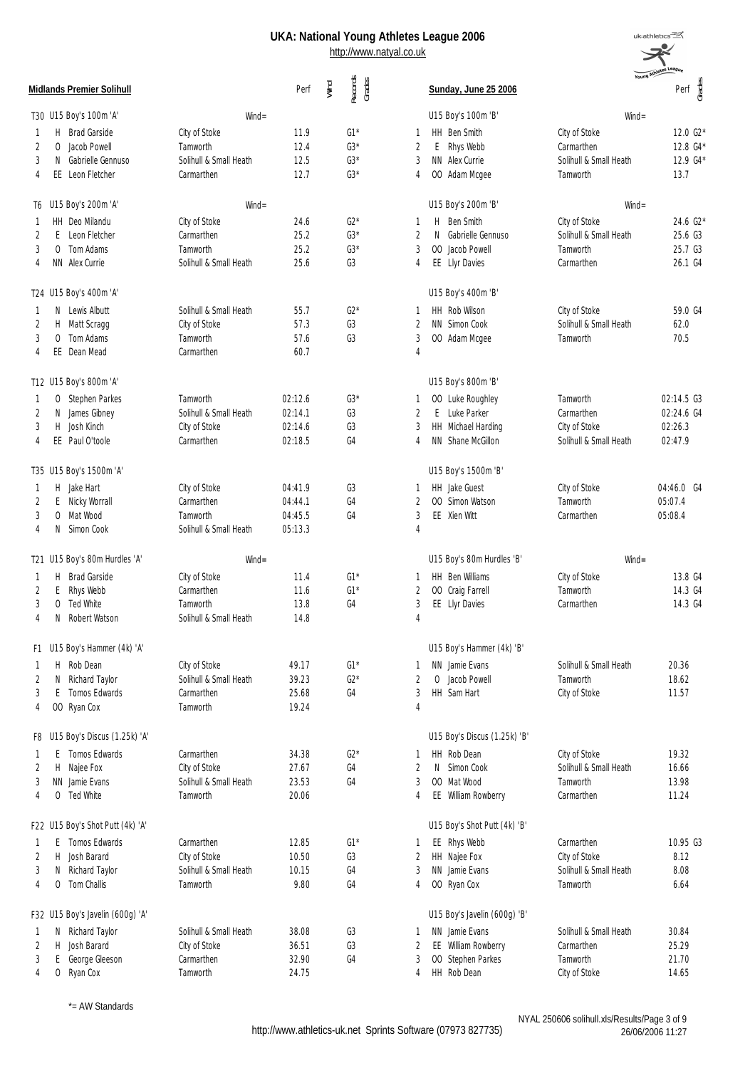# UKA: National Young Athletes League 2006

http://www.natyal.co.uk

**Midlands Premier Solihull** — **Sunday, June 25 2006**

### T30 U15 Boy's 100m 'A' (Wind=)

| Pos | | Name | Club | Perf | Wind | Records Grades |
|---|---|---|---|---|---|---|
| 1 | H | Brad Garside | City of Stoke | 11.9 | | G1* |
| 2 | O | Jacob Powell | Tamworth | 12.4 | | G3* |
| 3 | N | Gabrielle Gennuso | Solihull & Small Heath | 12.5 | | G3* |
| 4 | EE | Leon Fletcher | Carmarthen | 12.7 | | G3* |

### U15 Boy's 100m 'B' (Wind=)

| Pos | | Name | Club | Perf | Grades |
|---|---|---|---|---|---|
| 1 | HH | Ben Smith | City of Stoke | 12.0 | G2* |
| 2 | E | Rhys Webb | Carmarthen | 12.8 | G4* |
| 3 | NN | Alex Currie | Solihull & Small Heath | 12.9 | G4* |
| 4 | OO | Adam Mcgee | Tamworth | 13.7 | |

### T6 U15 Boy's 200m 'A' (Wind=)

| Pos | | Name | Club | Perf | Wind | Records Grades |
|---|---|---|---|---|---|---|
| 1 | HH | Deo Milandu | City of Stoke | 24.6 | | G2* |
| 2 | E | Leon Fletcher | Carmarthen | 25.2 | | G3* |
| 3 | O | Tom Adams | Tamworth | 25.2 | | G3* |
| 4 | NN | Alex Currie | Solihull & Small Heath | 25.6 | | G3 |

### U15 Boy's 200m 'B' (Wind=)

| Pos | | Name | Club | Perf | Grades |
|---|---|---|---|---|---|
| 1 | H | Ben Smith | City of Stoke | 24.6 | G2* |
| 2 | N | Gabrielle Gennuso | Solihull & Small Heath | 25.6 | G3 |
| 3 | OO | Jacob Powell | Tamworth | 25.7 | G3 |
| 4 | EE | Llyr Davies | Carmarthen | 26.1 | G4 |

### T24 U15 Boy's 400m 'A'

| Pos | | Name | Club | Perf | Wind | Records Grades |
|---|---|---|---|---|---|---|
| 1 | N | Lewis Albutt | Solihull & Small Heath | 55.7 | | G2* |
| 2 | H | Matt Scragg | City of Stoke | 57.3 | | G3 |
| 3 | O | Tom Adams | Tamworth | 57.6 | | G3 |
| 4 | EE | Dean Mead | Carmarthen | 60.7 | | |

### U15 Boy's 400m 'B'

| Pos | | Name | Club | Perf | Grades |
|---|---|---|---|---|---|
| 1 | HH | Rob Wilson | City of Stoke | 59.0 | G4 |
| 2 | NN | Simon Cook | Solihull & Small Heath | 62.0 | |
| 3 | OO | Adam Mcgee | Tamworth | 70.5 | |
| 4 | | | | | |

### T12 U15 Boy's 800m 'A'

| Pos | | Name | Club | Perf | Wind | Records Grades |
|---|---|---|---|---|---|---|
| 1 | O | Stephen Parkes | Tamworth | 02:12.6 | | G3* |
| 2 | N | James Gibney | Solihull & Small Heath | 02:14.1 | | G3 |
| 3 | H | Josh Kinch | City of Stoke | 02:14.6 | | G3 |
| 4 | EE | Paul O'toole | Carmarthen | 02:18.5 | | G4 |

### U15 Boy's 800m 'B'

| Pos | | Name | Club | Perf | Grades |
|---|---|---|---|---|---|
| 1 | OO | Luke Roughley | Tamworth | 02:14.5 | G3 |
| 2 | E | Luke Parker | Carmarthen | 02:24.6 | G4 |
| 3 | HH | Michael Harding | City of Stoke | 02:26.3 | |
| 4 | NN | Shane McGillon | Solihull & Small Heath | 02:47.9 | |

### T35 U15 Boy's 1500m 'A'

| Pos | | Name | Club | Perf | Wind | Records Grades |
|---|---|---|---|---|---|---|
| 1 | H | Jake Hart | City of Stoke | 04:41.9 | | G3 |
| 2 | E | Nicky Worrall | Carmarthen | 04:44.1 | | G4 |
| 3 | O | Mat Wood | Tamworth | 04:45.5 | | G4 |
| 4 | N | Simon Cook | Solihull & Small Heath | 05:13.3 | | |

### U15 Boy's 1500m 'B'

| Pos | | Name | Club | Perf | Grades |
|---|---|---|---|---|---|
| 1 | HH | Jake Guest | City of Stoke | 04:46.0 | G4 |
| 2 | OO | Simon Watson | Tamworth | 05:07.4 | |
| 3 | EE | Xien Witt | Carmarthen | 05:08.4 | |
| 4 | | | | | |

### T21 U15 Boy's 80m Hurdles 'A' (Wind=)

| Pos | | Name | Club | Perf | Wind | Records Grades |
|---|---|---|---|---|---|---|
| 1 | H | Brad Garside | City of Stoke | 11.4 | | G1* |
| 2 | E | Rhys Webb | Carmarthen | 11.6 | | G1* |
| 3 | O | Ted White | Tamworth | 13.8 | | G4 |
| 4 | N | Robert Watson | Solihull & Small Heath | 14.8 | | |

### U15 Boy's 80m Hurdles 'B' (Wind=)

| Pos | | Name | Club | Perf | Grades |
|---|---|---|---|---|---|
| 1 | HH | Ben Williams | City of Stoke | 13.8 | G4 |
| 2 | OO | Craig Farrell | Tamworth | 14.3 | G4 |
| 3 | EE | Llyr Davies | Carmarthen | 14.3 | G4 |
| 4 | | | | | |

### F1 U15 Boy's Hammer (4k) 'A'

| Pos | | Name | Club | Perf | Wind | Records Grades |
|---|---|---|---|---|---|---|
| 1 | H | Rob Dean | City of Stoke | 49.17 | | G1* |
| 2 | N | Richard Taylor | Solihull & Small Heath | 39.23 | | G2* |
| 3 | E | Tomos Edwards | Carmarthen | 25.68 | | G4 |
| 4 | OO | Ryan Cox | Tamworth | 19.24 | | |

### U15 Boy's Hammer (4k) 'B'

| Pos | | Name | Club | Perf | Grades |
|---|---|---|---|---|---|
| 1 | NN | Jamie Evans | Solihull & Small Heath | 20.36 | |
| 2 | O | Jacob Powell | Tamworth | 18.62 | |
| 3 | HH | Sam Hart | City of Stoke | 11.57 | |
| 4 | | | | | |

### F8 U15 Boy's Discus (1.25k) 'A'

| Pos | | Name | Club | Perf | Wind | Records Grades |
|---|---|---|---|---|---|---|
| 1 | E | Tomos Edwards | Carmarthen | 34.38 | | G2* |
| 2 | H | Najee Fox | City of Stoke | 27.67 | | G4 |
| 3 | NN | Jamie Evans | Solihull & Small Heath | 23.53 | | G4 |
| 4 | O | Ted White | Tamworth | 20.06 | | |

### U15 Boy's Discus (1.25k) 'B'

| Pos | | Name | Club | Perf | Grades |
|---|---|---|---|---|---|
| 1 | HH | Rob Dean | City of Stoke | 19.32 | |
| 2 | N | Simon Cook | Solihull & Small Heath | 16.66 | |
| 3 | OO | Mat Wood | Tamworth | 13.98 | |
| 4 | EE | William Rowberry | Carmarthen | 11.24 | |

### F22 U15 Boy's Shot Putt (4k) 'A'

| Pos | | Name | Club | Perf | Wind | Records Grades |
|---|---|---|---|---|---|---|
| 1 | E | Tomos Edwards | Carmarthen | 12.85 | | G1* |
| 2 | H | Josh Barard | City of Stoke | 10.50 | | G3 |
| 3 | N | Richard Taylor | Solihull & Small Heath | 10.15 | | G4 |
| 4 | O | Tom Challis | Tamworth | 9.80 | | G4 |

### U15 Boy's Shot Putt (4k) 'B'

| Pos | | Name | Club | Perf | Grades |
|---|---|---|---|---|---|
| 1 | EE | Rhys Webb | Carmarthen | 10.95 | G3 |
| 2 | HH | Najee Fox | City of Stoke | 8.12 | |
| 3 | NN | Jamie Evans | Solihull & Small Heath | 8.08 | |
| 4 | OO | Ryan Cox | Tamworth | 6.64 | |

### F32 U15 Boy's Javelin (600g) 'A'

| Pos | | Name | Club | Perf | Wind | Records Grades |
|---|---|---|---|---|---|---|
| 1 | N | Richard Taylor | Solihull & Small Heath | 38.08 | | G3 |
| 2 | H | Josh Barard | City of Stoke | 36.51 | | G3 |
| 3 | E | George Gleeson | Carmarthen | 32.90 | | G4 |
| 4 | O | Ryan Cox | Tamworth | 24.75 | | |

### U15 Boy's Javelin (600g) 'B'

| Pos | | Name | Club | Perf | Grades |
|---|---|---|---|---|---|
| 1 | NN | Jamie Evans | Solihull & Small Heath | 30.84 | |
| 2 | EE | William Rowberry | Carmarthen | 25.29 | |
| 3 | OO | Stephen Parkes | Tamworth | 21.70 | |
| 4 | HH | Rob Dean | City of Stoke | 14.65 | |

*= AW Standards

http://www.athletics-uk.net Sprints Software (07973 827735)

NYAL 250606 solihull.xls/Results/Page 3 of 9
26/06/2006 11:27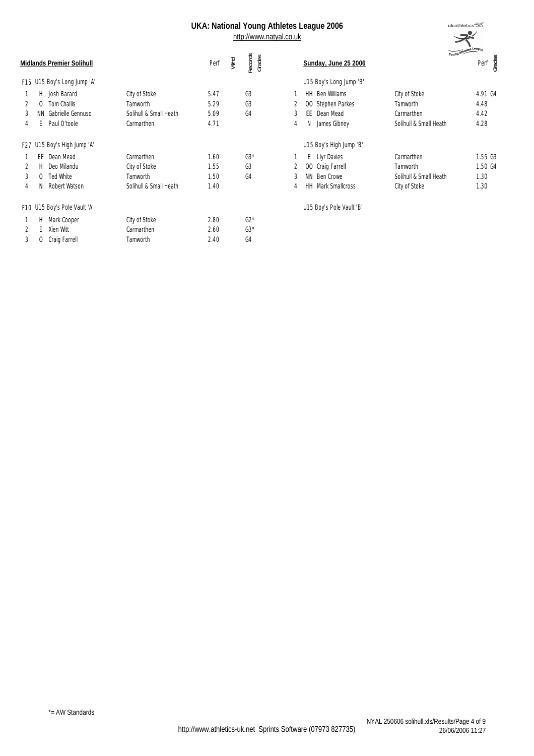# UKA: National Young Athletes League 2006

http://www.natyal.co.uk

**Midlands Premier Solihull** — **Sunday, June 25 2006**

### F15 U15 Boy's Long Jump 'A'

| Pos | | Name | Club | Perf | Wind | Records | Grades |
|---|---|---|---|---|---|---|---|
| 1 | H | Josh Barard | City of Stoke | 5.47 | | | G3 |
| 2 | O | Tom Challis | Tamworth | 5.29 | | | G3 |
| 3 | NN | Gabrielle Gennuso | Solihull & Small Heath | 5.09 | | | G4 |
| 4 | E | Paul O'toole | Carmarthen | 4.71 | | | |

### U15 Boy's Long Jump 'B'

| Pos | | Name | Club | Perf | Grades |
|---|---|---|---|---|---|
| 1 | HH | Ben Williams | City of Stoke | 4.91 | G4 |
| 2 | OO | Stephen Parkes | Tamworth | 4.48 | |
| 3 | EE | Dean Mead | Carmarthen | 4.42 | |
| 4 | N | James Gibney | Solihull & Small Heath | 4.28 | |

### F27 U15 Boy's High Jump 'A'

| Pos | | Name | Club | Perf | Wind | Records | Grades |
|---|---|---|---|---|---|---|---|
| 1 | EE | Dean Mead | Carmarthen | 1.60 | | | G3* |
| 2 | H | Deo Milandu | City of Stoke | 1.55 | | | G3 |
| 3 | O | Ted White | Tamworth | 1.50 | | | G4 |
| 4 | N | Robert Watson | Solihull & Small Heath | 1.40 | | | |

### U15 Boy's High Jump 'B'

| Pos | | Name | Club | Perf | Grades |
|---|---|---|---|---|---|
| 1 | E | Llyr Davies | Carmarthen | 1.55 | G3 |
| 2 | OO | Craig Farrell | Tamworth | 1.50 | G4 |
| 3 | NN | Ben Crowe | Solihull & Small Heath | 1.30 | |
| 4 | HH | Mark Smallcross | City of Stoke | 1.30 | |

### F10 U15 Boy's Pole Vault 'A'

| Pos | | Name | Club | Perf | Wind | Records | Grades |
|---|---|---|---|---|---|---|---|
| 1 | H | Mark Cooper | City of Stoke | 2.80 | | | G2* |
| 2 | E | Xien Witt | Carmarthen | 2.60 | | | G3* |
| 3 | O | Craig Farrell | Tamworth | 2.40 | | | G4 |

### U15 Boy's Pole Vault 'B'

*= AW Standards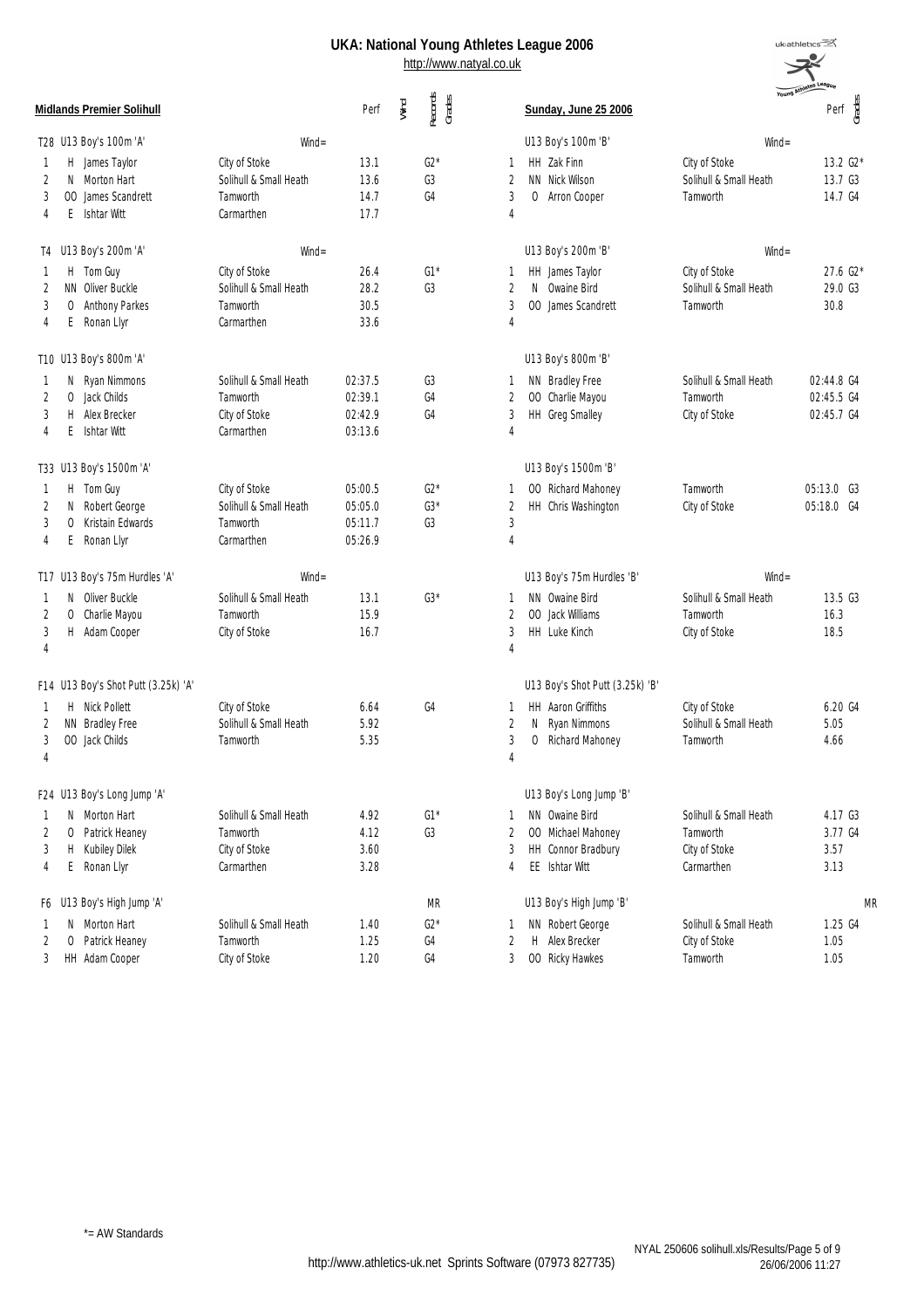# UKA: National Young Athletes League 2006

http://www.natyal.co.uk

**Midlands Premier Solihull** — **Sunday, June 25 2006**

### T28 U13 Boy's 100m 'A' (Wind=)

| Pos | | Name | Club | Perf | Wind | Records Grades |
|---|---|---|---|---|---|---|
| 1 | H | James Taylor | City of Stoke | 13.1 | | G2* |
| 2 | N | Morton Hart | Solihull & Small Heath | 13.6 | | G3 |
| 3 | OO | James Scandrett | Tamworth | 14.7 | | G4 |
| 4 | E | Ishtar Witt | Carmarthen | 17.7 | | |

### U13 Boy's 100m 'B' (Wind=)

| Pos | | Name | Club | Perf | Grades |
|---|---|---|---|---|---|
| 1 | HH | Zak Finn | City of Stoke | 13.2 | G2* |
| 2 | NN | Nick Wilson | Solihull & Small Heath | 13.7 | G3 |
| 3 | O | Arron Cooper | Tamworth | 14.7 | G4 |
| 4 | | | | | |

### T4 U13 Boy's 200m 'A' (Wind=)

| Pos | | Name | Club | Perf | Wind | Records Grades |
|---|---|---|---|---|---|---|
| 1 | H | Tom Guy | City of Stoke | 26.4 | | G1* |
| 2 | NN | Oliver Buckle | Solihull & Small Heath | 28.2 | | G3 |
| 3 | O | Anthony Parkes | Tamworth | 30.5 | | |
| 4 | E | Ronan Llyr | Carmarthen | 33.6 | | |

### U13 Boy's 200m 'B' (Wind=)

| Pos | | Name | Club | Perf | Grades |
|---|---|---|---|---|---|
| 1 | HH | James Taylor | City of Stoke | 27.6 | G2* |
| 2 | N | Owaine Bird | Solihull & Small Heath | 29.0 | G3 |
| 3 | OO | James Scandrett | Tamworth | 30.8 | |
| 4 | | | | | |

### T10 U13 Boy's 800m 'A'

| Pos | | Name | Club | Perf | Wind | Records Grades |
|---|---|---|---|---|---|---|
| 1 | N | Ryan Nimmons | Solihull & Small Heath | 02:37.5 | | G3 |
| 2 | O | Jack Childs | Tamworth | 02:39.1 | | G4 |
| 3 | H | Alex Brecker | City of Stoke | 02:42.9 | | G4 |
| 4 | E | Ishtar Witt | Carmarthen | 03:13.6 | | |

### U13 Boy's 800m 'B'

| Pos | | Name | Club | Perf | Grades |
|---|---|---|---|---|---|
| 1 | NN | Bradley Free | Solihull & Small Heath | 02:44.8 | G4 |
| 2 | OO | Charlie Mayou | Tamworth | 02:45.5 | G4 |
| 3 | HH | Greg Smalley | City of Stoke | 02:45.7 | G4 |
| 4 | | | | | |

### T33 U13 Boy's 1500m 'A'

| Pos | | Name | Club | Perf | Wind | Records Grades |
|---|---|---|---|---|---|---|
| 1 | H | Tom Guy | City of Stoke | 05:00.5 | | G2* |
| 2 | N | Robert George | Solihull & Small Heath | 05:05.0 | | G3* |
| 3 | O | Kristain Edwards | Tamworth | 05:11.7 | | G3 |
| 4 | E | Ronan Llyr | Carmarthen | 05:26.9 | | |

### U13 Boy's 1500m 'B'

| Pos | | Name | Club | Perf | Grades |
|---|---|---|---|---|---|
| 1 | OO | Richard Mahoney | Tamworth | 05:13.0 | G3 |
| 2 | HH | Chris Washington | City of Stoke | 05:18.0 | G4 |
| 3 | | | | | |
| 4 | | | | | |

### T17 U13 Boy's 75m Hurdles 'A' (Wind=)

| Pos | | Name | Club | Perf | Wind | Records Grades |
|---|---|---|---|---|---|---|
| 1 | N | Oliver Buckle | Solihull & Small Heath | 13.1 | | G3* |
| 2 | O | Charlie Mayou | Tamworth | 15.9 | | |
| 3 | H | Adam Cooper | City of Stoke | 16.7 | | |
| 4 | | | | | | |

### U13 Boy's 75m Hurdles 'B' (Wind=)

| Pos | | Name | Club | Perf | Grades |
|---|---|---|---|---|---|
| 1 | NN | Owaine Bird | Solihull & Small Heath | 13.5 | G3 |
| 2 | OO | Jack Williams | Tamworth | 16.3 | |
| 3 | HH | Luke Kinch | City of Stoke | 18.5 | |
| 4 | | | | | |

### F14 U13 Boy's Shot Putt (3.25k) 'A'

| Pos | | Name | Club | Perf | Wind | Records Grades |
|---|---|---|---|---|---|---|
| 1 | H | Nick Pollett | City of Stoke | 6.64 | | G4 |
| 2 | NN | Bradley Free | Solihull & Small Heath | 5.92 | | |
| 3 | OO | Jack Childs | Tamworth | 5.35 | | |
| 4 | | | | | | |

### U13 Boy's Shot Putt (3.25k) 'B'

| Pos | | Name | Club | Perf | Grades |
|---|---|---|---|---|---|
| 1 | HH | Aaron Griffiths | City of Stoke | 6.20 | G4 |
| 2 | N | Ryan Nimmons | Solihull & Small Heath | 5.05 | |
| 3 | O | Richard Mahoney | Tamworth | 4.66 | |
| 4 | | | | | |

### F24 U13 Boy's Long Jump 'A'

| Pos | | Name | Club | Perf | Wind | Records Grades |
|---|---|---|---|---|---|---|
| 1 | N | Morton Hart | Solihull & Small Heath | 4.92 | | G1* |
| 2 | O | Patrick Heaney | Tamworth | 4.12 | | G3 |
| 3 | H | Kubiley Dilek | City of Stoke | 3.60 | | |
| 4 | E | Ronan Llyr | Carmarthen | 3.28 | | |

### U13 Boy's Long Jump 'B'

| Pos | | Name | Club | Perf | Grades |
|---|---|---|---|---|---|
| 1 | NN | Owaine Bird | Solihull & Small Heath | 4.17 | G3 |
| 2 | OO | Michael Mahoney | Tamworth | 3.77 | G4 |
| 3 | HH | Connor Bradbury | City of Stoke | 3.57 | |
| 4 | EE | Ishtar Witt | Carmarthen | 3.13 | |

### F6 U13 Boy's High Jump 'A' (MR)

| Pos | | Name | Club | Perf | Wind | Records Grades |
|---|---|---|---|---|---|---|
| 1 | N | Morton Hart | Solihull & Small Heath | 1.40 | | G2* |
| 2 | O | Patrick Heaney | Tamworth | 1.25 | | G4 |
| 3 | HH | Adam Cooper | City of Stoke | 1.20 | | G4 |

### U13 Boy's High Jump 'B' (MR)

| Pos | | Name | Club | Perf | Grades |
|---|---|---|---|---|---|
| 1 | NN | Robert George | Solihull & Small Heath | 1.25 | G4 |
| 2 | H | Alex Brecker | City of Stoke | 1.05 | |
| 3 | OO | Ricky Hawkes | Tamworth | 1.05 | |

*= AW Standards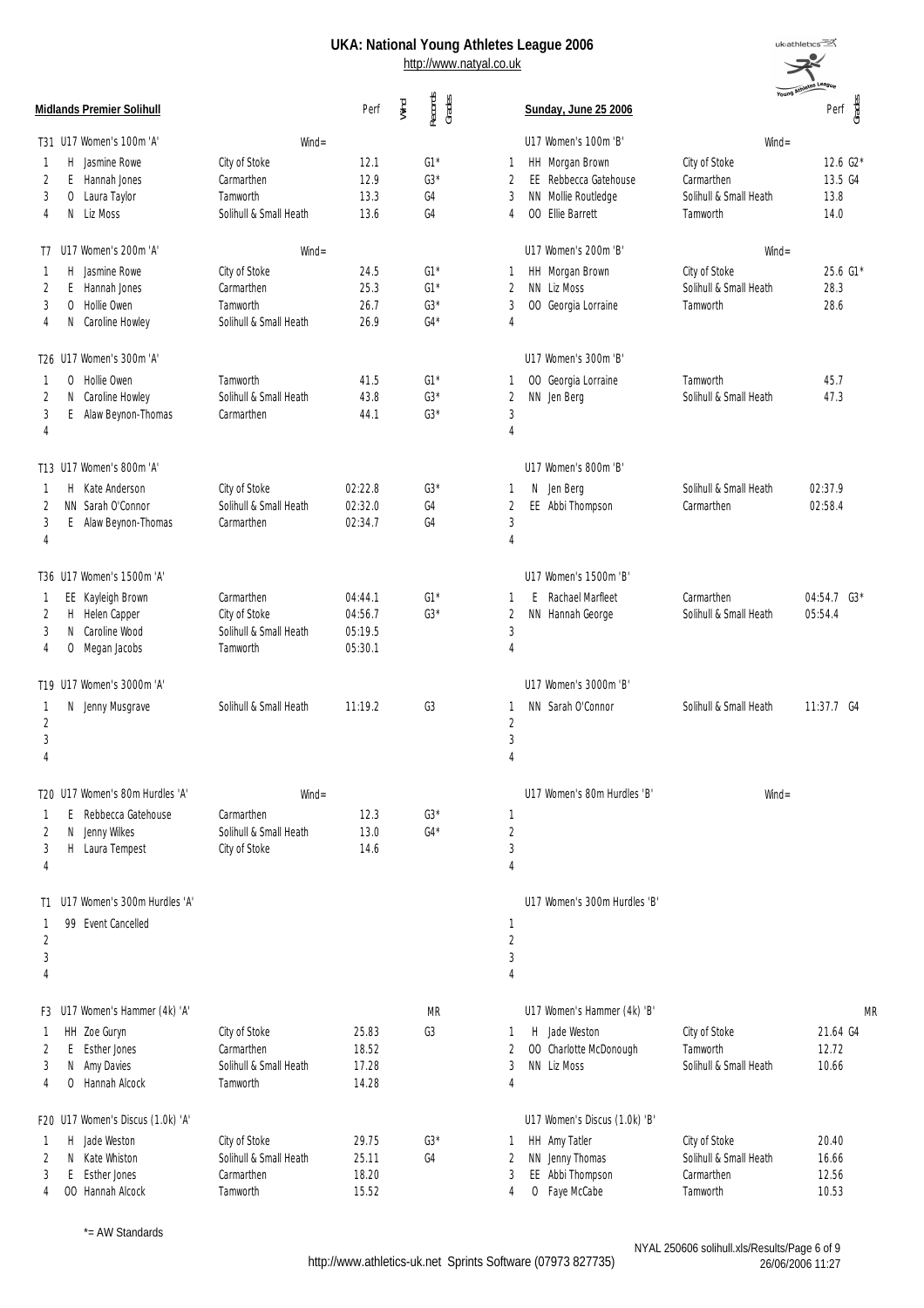# UKA: National Young Athletes League 2006

http://www.natyal.co.uk

**Midlands Premier Solihull** — **Sunday, June 25 2006**

| | | | | Perf | Wind | Records Grades | | | | | Perf | Grades |
|---|---|---|---|---|---|---|---|---|---|---|---|---|
| T31 | U17 Women's 100m 'A' | | Wind= | | | | | U17 Women's 100m 'B' | | Wind= | | |
| 1 | H | Jasmine Rowe | City of Stoke | 12.1 | | G1* | 1 | HH Morgan Brown | City of Stoke | | 12.6 | G2* |
| 2 | E | Hannah Jones | Carmarthen | 12.9 | | G3* | 2 | EE Rebbecca Gatehouse | Carmarthen | | 13.5 | G4 |
| 3 | O | Laura Taylor | Tamworth | 13.3 | | G4 | 3 | NN Mollie Routledge | Solihull & Small Heath | | 13.8 | |
| 4 | N | Liz Moss | Solihull & Small Heath | 13.6 | | G4 | 4 | OO Ellie Barrett | Tamworth | | 14.0 | |
| T7 | U17 Women's 200m 'A' | | Wind= | | | | | U17 Women's 200m 'B' | | Wind= | | |
| 1 | H | Jasmine Rowe | City of Stoke | 24.5 | | G1* | 1 | HH Morgan Brown | City of Stoke | | 25.6 | G1* |
| 2 | E | Hannah Jones | Carmarthen | 25.3 | | G1* | 2 | NN Liz Moss | Solihull & Small Heath | | 28.3 | |
| 3 | O | Hollie Owen | Tamworth | 26.7 | | G3* | 3 | OO Georgia Lorraine | Tamworth | | 28.6 | |
| 4 | N | Caroline Howley | Solihull & Small Heath | 26.9 | | G4* | 4 | | | | | |
| T26 | U17 Women's 300m 'A' | | | | | | | U17 Women's 300m 'B' | | | | |
| 1 | O | Hollie Owen | Tamworth | 41.5 | | G1* | 1 | OO Georgia Lorraine | Tamworth | | 45.7 | |
| 2 | N | Caroline Howley | Solihull & Small Heath | 43.8 | | G3* | 2 | NN Jen Berg | Solihull & Small Heath | | 47.3 | |
| 3 | E | Alaw Beynon-Thomas | Carmarthen | 44.1 | | G3* | 3 | | | | | |
| 4 | | | | | | | 4 | | | | | |
| T13 | U17 Women's 800m 'A' | | | | | | | U17 Women's 800m 'B' | | | | |
| 1 | H | Kate Anderson | City of Stoke | 02:22.8 | | G3* | 1 | N Jen Berg | Solihull & Small Heath | | 02:37.9 | |
| 2 | NN | Sarah O'Connor | Solihull & Small Heath | 02:32.0 | | G4 | 2 | EE Abbi Thompson | Carmarthen | | 02:58.4 | |
| 3 | E | Alaw Beynon-Thomas | Carmarthen | 02:34.7 | | G4 | 3 | | | | | |
| 4 | | | | | | | 4 | | | | | |
| T36 | U17 Women's 1500m 'A' | | | | | | | U17 Women's 1500m 'B' | | | | |
| 1 | EE | Kayleigh Brown | Carmarthen | 04:44.1 | | G1* | 1 | E Rachael Marfleet | Carmarthen | | 04:54.7 | G3* |
| 2 | H | Helen Capper | City of Stoke | 04:56.7 | | G3* | 2 | NN Hannah George | Solihull & Small Heath | | 05:54.4 | |
| 3 | N | Caroline Wood | Solihull & Small Heath | 05:19.5 | | | 3 | | | | | |
| 4 | O | Megan Jacobs | Tamworth | 05:30.1 | | | 4 | | | | | |
| T19 | U17 Women's 3000m 'A' | | | | | | | U17 Women's 3000m 'B' | | | | |
| 1 | N | Jenny Musgrave | Solihull & Small Heath | 11:19.2 | | G3 | 1 | NN Sarah O'Connor | Solihull & Small Heath | | 11:37.7 | G4 |
| 2 | | | | | | | 2 | | | | | |
| 3 | | | | | | | 3 | | | | | |
| 4 | | | | | | | 4 | | | | | |
| T20 | U17 Women's 80m Hurdles 'A' | | Wind= | | | | | U17 Women's 80m Hurdles 'B' | | Wind= | | |
| 1 | E | Rebbecca Gatehouse | Carmarthen | 12.3 | | G3* | 1 | | | | | |
| 2 | N | Jenny Wilkes | Solihull & Small Heath | 13.0 | | G4* | 2 | | | | | |
| 3 | H | Laura Tempest | City of Stoke | 14.6 | | | 3 | | | | | |
| 4 | | | | | | | 4 | | | | | |
| T1 | U17 Women's 300m Hurdles 'A' | | | | | | | U17 Women's 300m Hurdles 'B' | | | | |
| 1 | 99 | Event Cancelled | | | | | 1 | | | | | |
| 2 | | | | | | | 2 | | | | | |
| 3 | | | | | | | 3 | | | | | |
| 4 | | | | | | | 4 | | | | | |
| F3 | U17 Women's Hammer (4k) 'A' | | | | | MR | | U17 Women's Hammer (4k) 'B' | | | | MR |
| 1 | HH | Zoe Guryn | City of Stoke | 25.83 | | G3 | 1 | H Jade Weston | City of Stoke | | 21.64 | G4 |
| 2 | E | Esther Jones | Carmarthen | 18.52 | | | 2 | OO Charlotte McDonough | Tamworth | | 12.72 | |
| 3 | N | Amy Davies | Solihull & Small Heath | 17.28 | | | 3 | NN Liz Moss | Solihull & Small Heath | | 10.66 | |
| 4 | O | Hannah Alcock | Tamworth | 14.28 | | | 4 | | | | | |
| F20 | U17 Women's Discus (1.0k) 'A' | | | | | | | U17 Women's Discus (1.0k) 'B' | | | | |
| 1 | H | Jade Weston | City of Stoke | 29.75 | | G3* | 1 | HH Amy Tatler | City of Stoke | | 20.40 | |
| 2 | N | Kate Whiston | Solihull & Small Heath | 25.11 | | G4 | 2 | NN Jenny Thomas | Solihull & Small Heath | | 16.66 | |
| 3 | E | Esther Jones | Carmarthen | 18.20 | | | 3 | EE Abbi Thompson | Carmarthen | | 12.56 | |
| 4 | OO | Hannah Alcock | Tamworth | 15.52 | | | 4 | O Faye McCabe | Tamworth | | 10.53 | |

*= AW Standards

NYAL 250606 solihull.xls/Results/Page 6 of 9
26/06/2006 11:27

http://www.athletics-uk.net Sprints Software (07973 827735)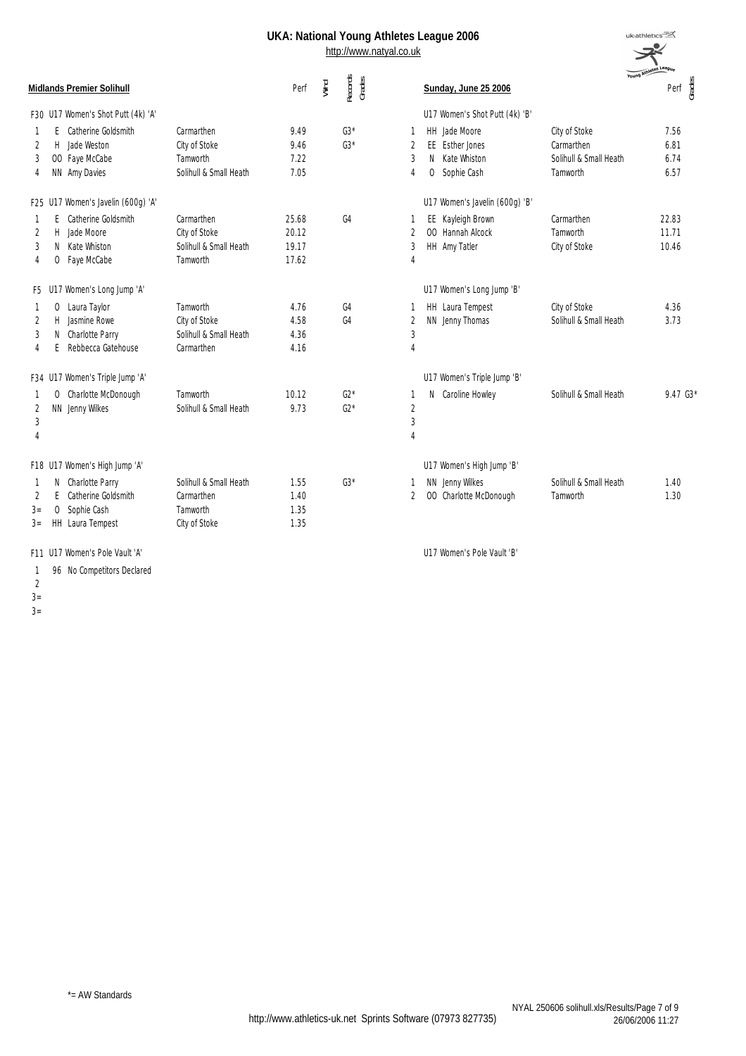# UKA: National Young Athletes League 2006

http://www.natyal.co.uk

**Midlands Premier Solihull** — **Sunday, June 25 2006**

### F30 U17 Women's Shot Putt (4k) 'A'

| Pos | | Name | Club | Perf | Wind | Records Grades |
|---|---|---|---|---|---|---|
| 1 | E | Catherine Goldsmith | Carmarthen | 9.49 | | G3* |
| 2 | H | Jade Weston | City of Stoke | 9.46 | | G3* |
| 3 | OO | Faye McCabe | Tamworth | 7.22 | | |
| 4 | NN | Amy Davies | Solihull & Small Heath | 7.05 | | |

### U17 Women's Shot Putt (4k) 'B'

| Pos | | Name | Club | Perf | Grades |
|---|---|---|---|---|---|
| 1 | HH | Jade Moore | City of Stoke | 7.56 | |
| 2 | EE | Esther Jones | Carmarthen | 6.81 | |
| 3 | N | Kate Whiston | Solihull & Small Heath | 6.74 | |
| 4 | O | Sophie Cash | Tamworth | 6.57 | |

### F25 U17 Women's Javelin (600g) 'A'

| Pos | | Name | Club | Perf | Wind | Records Grades |
|---|---|---|---|---|---|---|
| 1 | E | Catherine Goldsmith | Carmarthen | 25.68 | | G4 |
| 2 | H | Jade Moore | City of Stoke | 20.12 | | |
| 3 | N | Kate Whiston | Solihull & Small Heath | 19.17 | | |
| 4 | O | Faye McCabe | Tamworth | 17.62 | | |

### U17 Women's Javelin (600g) 'B'

| Pos | | Name | Club | Perf | Grades |
|---|---|---|---|---|---|
| 1 | EE | Kayleigh Brown | Carmarthen | 22.83 | |
| 2 | OO | Hannah Alcock | Tamworth | 11.71 | |
| 3 | HH | Amy Tatler | City of Stoke | 10.46 | |
| 4 | | | | | |

### F5 U17 Women's Long Jump 'A'

| Pos | | Name | Club | Perf | Wind | Records Grades |
|---|---|---|---|---|---|---|
| 1 | O | Laura Taylor | Tamworth | 4.76 | | G4 |
| 2 | H | Jasmine Rowe | City of Stoke | 4.58 | | G4 |
| 3 | N | Charlotte Parry | Solihull & Small Heath | 4.36 | | |
| 4 | E | Rebbecca Gatehouse | Carmarthen | 4.16 | | |

### U17 Women's Long Jump 'B'

| Pos | | Name | Club | Perf | Grades |
|---|---|---|---|---|---|
| 1 | HH | Laura Tempest | City of Stoke | 4.36 | |
| 2 | NN | Jenny Thomas | Solihull & Small Heath | 3.73 | |
| 3 | | | | | |
| 4 | | | | | |

### F34 U17 Women's Triple Jump 'A'

| Pos | | Name | Club | Perf | Wind | Records Grades |
|---|---|---|---|---|---|---|
| 1 | O | Charlotte McDonough | Tamworth | 10.12 | | G2* |
| 2 | NN | Jenny Wilkes | Solihull & Small Heath | 9.73 | | G2* |
| 3 | | | | | | |
| 4 | | | | | | |

### U17 Women's Triple Jump 'B'

| Pos | | Name | Club | Perf | Grades |
|---|---|---|---|---|---|
| 1 | N | Caroline Howley | Solihull & Small Heath | 9.47 | G3* |
| 2 | | | | | |
| 3 | | | | | |
| 4 | | | | | |

### F18 U17 Women's High Jump 'A'

| Pos | | Name | Club | Perf | Wind | Records Grades |
|---|---|---|---|---|---|---|
| 1 | N | Charlotte Parry | Solihull & Small Heath | 1.55 | | G3* |
| 2 | E | Catherine Goldsmith | Carmarthen | 1.40 | | |
| 3= | O | Sophie Cash | Tamworth | 1.35 | | |
| 3= | HH | Laura Tempest | City of Stoke | 1.35 | | |

### U17 Women's High Jump 'B'

| Pos | | Name | Club | Perf | Grades |
|---|---|---|---|---|---|
| 1 | NN | Jenny Wilkes | Solihull & Small Heath | 1.40 | |
| 2 | OO | Charlotte McDonough | Tamworth | 1.30 | |

### F11 U17 Women's Pole Vault 'A'

| Pos | | Name | Club | Perf | Wind | Records Grades |
|---|---|---|---|---|---|---|
| 1 | 96 | No Competitors Declared | | | | |
| 2 | | | | | | |
| 3= | | | | | | |
| 3= | | | | | | |

### U17 Women's Pole Vault 'B'

*= AW Standards

http://www.athletics-uk.net Sprints Software (07973 827735)

NYAL 250606 solihull.xls/Results/Page 7 of 9
26/06/2006 11:27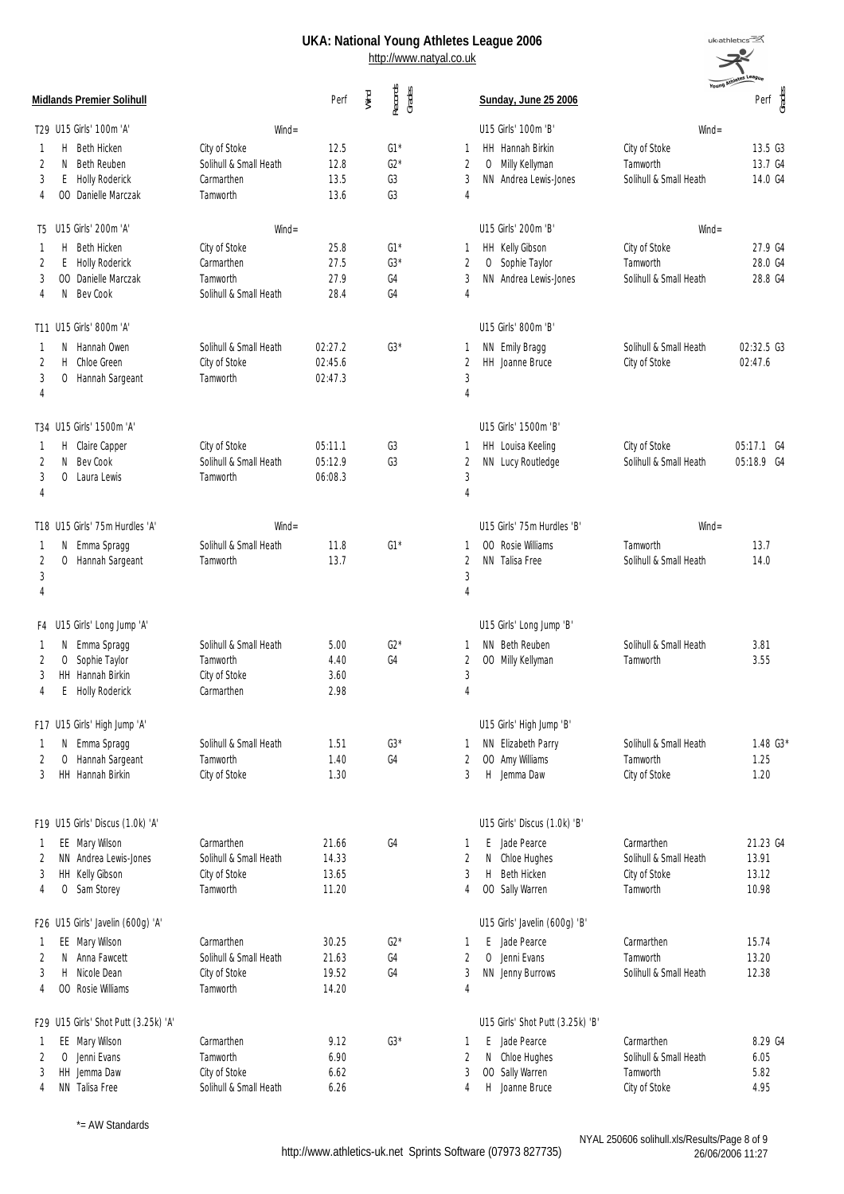# UKA: National Young Athletes League 2006

http://www.natyal.co.uk

**Midlands Premier Solihull** — **Sunday, June 25 2006**

### T29 U15 Girls' 100m 'A' (Wind=)

| Pos | Code | Name | Club | Perf | Wind | Records Grades |
|---|---|---|---|---|---|---|
| 1 | H | Beth Hicken | City of Stoke | 12.5 | | G1* |
| 2 | N | Beth Reuben | Solihull & Small Heath | 12.8 | | G2* |
| 3 | E | Holly Roderick | Carmarthen | 13.5 | | G3 |
| 4 | OO | Danielle Marczak | Tamworth | 13.6 | | G3 |

### U15 Girls' 100m 'B' (Wind=)

| Pos | Code | Name | Club | Perf | Grades |
|---|---|---|---|---|---|
| 1 | HH | Hannah Birkin | City of Stoke | 13.5 | G3 |
| 2 | O | Milly Kellyman | Tamworth | 13.7 | G4 |
| 3 | NN | Andrea Lewis-Jones | Solihull & Small Heath | 14.0 | G4 |
| 4 | | | | | |

### T5 U15 Girls' 200m 'A' (Wind=)

| Pos | Code | Name | Club | Perf | Wind | Records Grades |
|---|---|---|---|---|---|---|
| 1 | H | Beth Hicken | City of Stoke | 25.8 | | G1* |
| 2 | E | Holly Roderick | Carmarthen | 27.5 | | G3* |
| 3 | OO | Danielle Marczak | Tamworth | 27.9 | | G4 |
| 4 | N | Bev Cook | Solihull & Small Heath | 28.4 | | G4 |

### U15 Girls' 200m 'B' (Wind=)

| Pos | Code | Name | Club | Perf | Grades |
|---|---|---|---|---|---|
| 1 | HH | Kelly Gibson | City of Stoke | 27.9 | G4 |
| 2 | O | Sophie Taylor | Tamworth | 28.0 | G4 |
| 3 | NN | Andrea Lewis-Jones | Solihull & Small Heath | 28.8 | G4 |
| 4 | | | | | |

### T11 U15 Girls' 800m 'A'

| Pos | Code | Name | Club | Perf | Wind | Records Grades |
|---|---|---|---|---|---|---|
| 1 | N | Hannah Owen | Solihull & Small Heath | 02:27.2 | | G3* |
| 2 | H | Chloe Green | City of Stoke | 02:45.6 | | |
| 3 | O | Hannah Sargeant | Tamworth | 02:47.3 | | |
| 4 | | | | | | |

### U15 Girls' 800m 'B'

| Pos | Code | Name | Club | Perf | Grades |
|---|---|---|---|---|---|
| 1 | NN | Emily Bragg | Solihull & Small Heath | 02:32.5 | G3 |
| 2 | HH | Joanne Bruce | City of Stoke | 02:47.6 | |
| 3 | | | | | |
| 4 | | | | | |

### T34 U15 Girls' 1500m 'A'

| Pos | Code | Name | Club | Perf | Wind | Records Grades |
|---|---|---|---|---|---|---|
| 1 | H | Claire Capper | City of Stoke | 05:11.1 | | G3 |
| 2 | N | Bev Cook | Solihull & Small Heath | 05:12.9 | | G3 |
| 3 | O | Laura Lewis | Tamworth | 06:08.3 | | |
| 4 | | | | | | |

### U15 Girls' 1500m 'B'

| Pos | Code | Name | Club | Perf | Grades |
|---|---|---|---|---|---|
| 1 | HH | Louisa Keeling | City of Stoke | 05:17.1 | G4 |
| 2 | NN | Lucy Routledge | Solihull & Small Heath | 05:18.9 | G4 |
| 3 | | | | | |
| 4 | | | | | |

### T18 U15 Girls' 75m Hurdles 'A' (Wind=)

| Pos | Code | Name | Club | Perf | Wind | Records Grades |
|---|---|---|---|---|---|---|
| 1 | N | Emma Spragg | Solihull & Small Heath | 11.8 | | G1* |
| 2 | O | Hannah Sargeant | Tamworth | 13.7 | | |
| 3 | | | | | | |
| 4 | | | | | | |

### U15 Girls' 75m Hurdles 'B' (Wind=)

| Pos | Code | Name | Club | Perf | Grades |
|---|---|---|---|---|---|
| 1 | OO | Rosie Williams | Tamworth | 13.7 | |
| 2 | NN | Talisa Free | Solihull & Small Heath | 14.0 | |
| 3 | | | | | |
| 4 | | | | | |

### F4 U15 Girls' Long Jump 'A'

| Pos | Code | Name | Club | Perf | Wind | Records Grades |
|---|---|---|---|---|---|---|
| 1 | N | Emma Spragg | Solihull & Small Heath | 5.00 | | G2* |
| 2 | O | Sophie Taylor | Tamworth | 4.40 | | G4 |
| 3 | HH | Hannah Birkin | City of Stoke | 3.60 | | |
| 4 | E | Holly Roderick | Carmarthen | 2.98 | | |

### U15 Girls' Long Jump 'B'

| Pos | Code | Name | Club | Perf | Grades |
|---|---|---|---|---|---|
| 1 | NN | Beth Reuben | Solihull & Small Heath | 3.81 | |
| 2 | OO | Milly Kellyman | Tamworth | 3.55 | |
| 3 | | | | | |
| 4 | | | | | |

### F17 U15 Girls' High Jump 'A'

| Pos | Code | Name | Club | Perf | Wind | Records Grades |
|---|---|---|---|---|---|---|
| 1 | N | Emma Spragg | Solihull & Small Heath | 1.51 | | G3* |
| 2 | O | Hannah Sargeant | Tamworth | 1.40 | | G4 |
| 3 | HH | Hannah Birkin | City of Stoke | 1.30 | | |

### U15 Girls' High Jump 'B'

| Pos | Code | Name | Club | Perf | Grades |
|---|---|---|---|---|---|
| 1 | NN | Elizabeth Parry | Solihull & Small Heath | 1.48 | G3* |
| 2 | OO | Amy Williams | Tamworth | 1.25 | |
| 3 | H | Jemma Daw | City of Stoke | 1.20 | |

### F19 U15 Girls' Discus (1.0k) 'A'

| Pos | Code | Name | Club | Perf | Wind | Records Grades |
|---|---|---|---|---|---|---|
| 1 | EE | Mary Wilson | Carmarthen | 21.66 | | G4 |
| 2 | NN | Andrea Lewis-Jones | Solihull & Small Heath | 14.33 | | |
| 3 | HH | Kelly Gibson | City of Stoke | 13.65 | | |
| 4 | O | Sam Storey | Tamworth | 11.20 | | |

### U15 Girls' Discus (1.0k) 'B'

| Pos | Code | Name | Club | Perf | Grades |
|---|---|---|---|---|---|
| 1 | E | Jade Pearce | Carmarthen | 21.23 | G4 |
| 2 | N | Chloe Hughes | Solihull & Small Heath | 13.91 | |
| 3 | H | Beth Hicken | City of Stoke | 13.12 | |
| 4 | OO | Sally Warren | Tamworth | 10.98 | |

### F26 U15 Girls' Javelin (600g) 'A'

| Pos | Code | Name | Club | Perf | Wind | Records Grades |
|---|---|---|---|---|---|---|
| 1 | EE | Mary Wilson | Carmarthen | 30.25 | | G2* |
| 2 | N | Anna Fawcett | Solihull & Small Heath | 21.63 | | G4 |
| 3 | H | Nicole Dean | City of Stoke | 19.52 | | G4 |
| 4 | OO | Rosie Williams | Tamworth | 14.20 | | |

### U15 Girls' Javelin (600g) 'B'

| Pos | Code | Name | Club | Perf | Grades |
|---|---|---|---|---|---|
| 1 | E | Jade Pearce | Carmarthen | 15.74 | |
| 2 | O | Jenni Evans | Tamworth | 13.20 | |
| 3 | NN | Jenny Burrows | Solihull & Small Heath | 12.38 | |
| 4 | | | | | |

### F29 U15 Girls' Shot Putt (3.25k) 'A'

| Pos | Code | Name | Club | Perf | Wind | Records Grades |
|---|---|---|---|---|---|---|
| 1 | EE | Mary Wilson | Carmarthen | 9.12 | | G3* |
| 2 | O | Jenni Evans | Tamworth | 6.90 | | |
| 3 | HH | Jemma Daw | City of Stoke | 6.62 | | |
| 4 | NN | Talisa Free | Solihull & Small Heath | 6.26 | | |

### U15 Girls' Shot Putt (3.25k) 'B'

| Pos | Code | Name | Club | Perf | Grades |
|---|---|---|---|---|---|
| 1 | E | Jade Pearce | Carmarthen | 8.29 | G4 |
| 2 | N | Chloe Hughes | Solihull & Small Heath | 6.05 | |
| 3 | OO | Sally Warren | Tamworth | 5.82 | |
| 4 | H | Joanne Bruce | City of Stoke | 4.95 | |

*= AW Standards

http://www.athletics-uk.net Sprints Software (07973 827735)

NYAL 250606 solihull.xls/Results/Page 8 of 9
26/06/2006 11:27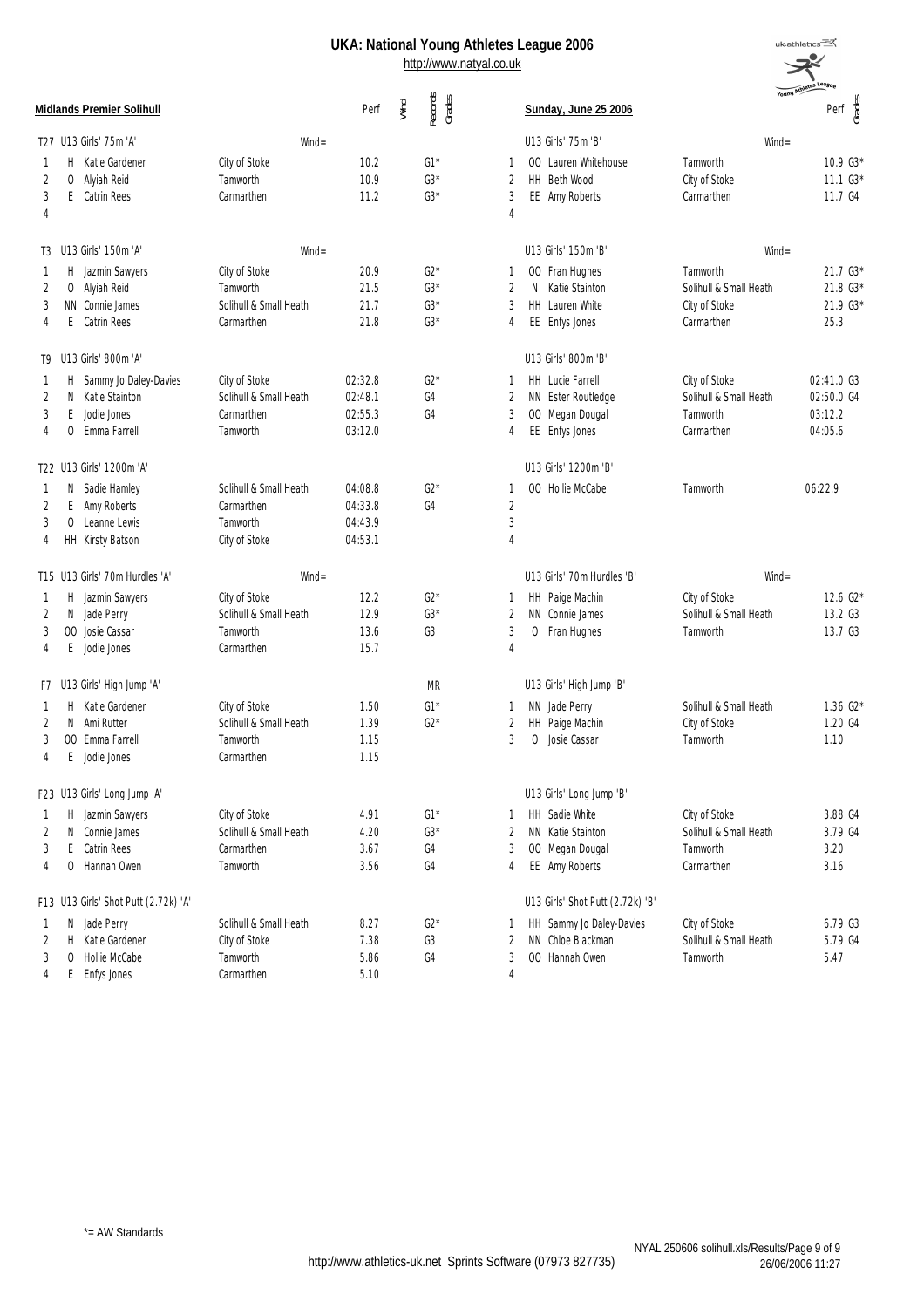# UKA: National Young Athletes League 2006

http://www.natyal.co.uk

**Midlands Premier Solihull** — **Sunday, June 25 2006**

### T27 U13 Girls' 75m 'A' — Wind=

| Pos | | Name | Club | Perf | Wind | Records Grades |
|---|---|---|---|---|---|---|
| 1 | H | Katie Gardener | City of Stoke | 10.2 | | G1* |
| 2 | O | Alyiah Reid | Tamworth | 10.9 | | G3* |
| 3 | E | Catrin Rees | Carmarthen | 11.2 | | G3* |
| 4 | | | | | | |

### U13 Girls' 75m 'B' — Wind=

| Pos | | Name | Club | Perf | Grades |
|---|---|---|---|---|---|
| 1 | OO | Lauren Whitehouse | Tamworth | 10.9 | G3* |
| 2 | HH | Beth Wood | City of Stoke | 11.1 | G3* |
| 3 | EE | Amy Roberts | Carmarthen | 11.7 | G4 |
| 4 | | | | | |

### T3 U13 Girls' 150m 'A' — Wind=

| Pos | | Name | Club | Perf | Wind | Records Grades |
|---|---|---|---|---|---|---|
| 1 | H | Jazmin Sawyers | City of Stoke | 20.9 | | G2* |
| 2 | O | Alyiah Reid | Tamworth | 21.5 | | G3* |
| 3 | NN | Connie James | Solihull & Small Heath | 21.7 | | G3* |
| 4 | E | Catrin Rees | Carmarthen | 21.8 | | G3* |

### U13 Girls' 150m 'B' — Wind=

| Pos | | Name | Club | Perf | Grades |
|---|---|---|---|---|---|
| 1 | OO | Fran Hughes | Tamworth | 21.7 | G3* |
| 2 | N | Katie Stainton | Solihull & Small Heath | 21.8 | G3* |
| 3 | HH | Lauren White | City of Stoke | 21.9 | G3* |
| 4 | EE | Enfys Jones | Carmarthen | 25.3 | |

### T9 U13 Girls' 800m 'A'

| Pos | | Name | Club | Perf | Wind | Records Grades |
|---|---|---|---|---|---|---|
| 1 | H | Sammy Jo Daley-Davies | City of Stoke | 02:32.8 | | G2* |
| 2 | N | Katie Stainton | Solihull & Small Heath | 02:48.1 | | G4 |
| 3 | E | Jodie Jones | Carmarthen | 02:55.3 | | G4 |
| 4 | O | Emma Farrell | Tamworth | 03:12.0 | | |

### U13 Girls' 800m 'B'

| Pos | | Name | Club | Perf | Grades |
|---|---|---|---|---|---|
| 1 | HH | Lucie Farrell | City of Stoke | 02:41.0 | G3 |
| 2 | NN | Ester Routledge | Solihull & Small Heath | 02:50.0 | G4 |
| 3 | OO | Megan Dougal | Tamworth | 03:12.2 | |
| 4 | EE | Enfys Jones | Carmarthen | 04:05.6 | |

### T22 U13 Girls' 1200m 'A'

| Pos | | Name | Club | Perf | Wind | Records Grades |
|---|---|---|---|---|---|---|
| 1 | N | Sadie Hamley | Solihull & Small Heath | 04:08.8 | | G2* |
| 2 | E | Amy Roberts | Carmarthen | 04:33.8 | | G4 |
| 3 | O | Leanne Lewis | Tamworth | 04:43.9 | | |
| 4 | HH | Kirsty Batson | City of Stoke | 04:53.1 | | |

### U13 Girls' 1200m 'B'

| Pos | | Name | Club | Perf | Grades |
|---|---|---|---|---|---|
| 1 | OO | Hollie McCabe | Tamworth | 06:22.9 | |
| 2 | | | | | |
| 3 | | | | | |
| 4 | | | | | |

### T15 U13 Girls' 70m Hurdles 'A' — Wind=

| Pos | | Name | Club | Perf | Wind | Records Grades |
|---|---|---|---|---|---|---|
| 1 | H | Jazmin Sawyers | City of Stoke | 12.2 | | G2* |
| 2 | N | Jade Perry | Solihull & Small Heath | 12.9 | | G3* |
| 3 | OO | Josie Cassar | Tamworth | 13.6 | | G3 |
| 4 | E | Jodie Jones | Carmarthen | 15.7 | | |

### U13 Girls' 70m Hurdles 'B' — Wind=

| Pos | | Name | Club | Perf | Grades |
|---|---|---|---|---|---|
| 1 | HH | Paige Machin | City of Stoke | 12.6 | G2* |
| 2 | NN | Connie James | Solihull & Small Heath | 13.2 | G3 |
| 3 | O | Fran Hughes | Tamworth | 13.7 | G3 |
| 4 | | | | | |

### F7 U13 Girls' High Jump 'A'

| Pos | | Name | Club | Perf | Wind | Records Grades |
|---|---|---|---|---|---|---|
| | | | | | | MR |
| 1 | H | Katie Gardener | City of Stoke | 1.50 | | G1* |
| 2 | N | Ami Rutter | Solihull & Small Heath | 1.39 | | G2* |
| 3 | OO | Emma Farrell | Tamworth | 1.15 | | |
| 4 | E | Jodie Jones | Carmarthen | 1.15 | | |

### U13 Girls' High Jump 'B'

| Pos | | Name | Club | Perf | Grades |
|---|---|---|---|---|---|
| 1 | NN | Jade Perry | Solihull & Small Heath | 1.36 | G2* |
| 2 | HH | Paige Machin | City of Stoke | 1.20 | G4 |
| 3 | O | Josie Cassar | Tamworth | 1.10 | |

### F23 U13 Girls' Long Jump 'A'

| Pos | | Name | Club | Perf | Wind | Records Grades |
|---|---|---|---|---|---|---|
| 1 | H | Jazmin Sawyers | City of Stoke | 4.91 | | G1* |
| 2 | N | Connie James | Solihull & Small Heath | 4.20 | | G3* |
| 3 | E | Catrin Rees | Carmarthen | 3.67 | | G4 |
| 4 | O | Hannah Owen | Tamworth | 3.56 | | G4 |

### U13 Girls' Long Jump 'B'

| Pos | | Name | Club | Perf | Grades |
|---|---|---|---|---|---|
| 1 | HH | Sadie White | City of Stoke | 3.88 | G4 |
| 2 | NN | Katie Stainton | Solihull & Small Heath | 3.79 | G4 |
| 3 | OO | Megan Dougal | Tamworth | 3.20 | |
| 4 | EE | Amy Roberts | Carmarthen | 3.16 | |

### F13 U13 Girls' Shot Putt (2.72k) 'A'

| Pos | | Name | Club | Perf | Wind | Records Grades |
|---|---|---|---|---|---|---|
| 1 | N | Jade Perry | Solihull & Small Heath | 8.27 | | G2* |
| 2 | H | Katie Gardener | City of Stoke | 7.38 | | G3 |
| 3 | O | Hollie McCabe | Tamworth | 5.86 | | G4 |
| 4 | E | Enfys Jones | Carmarthen | 5.10 | | |

### U13 Girls' Shot Putt (2.72k) 'B'

| Pos | | Name | Club | Perf | Grades |
|---|---|---|---|---|---|
| 1 | HH | Sammy Jo Daley-Davies | City of Stoke | 6.79 | G3 |
| 2 | NN | Chloe Blackman | Solihull & Small Heath | 5.79 | G4 |
| 3 | OO | Hannah Owen | Tamworth | 5.47 | |
| 4 | | | | | |

*= AW Standards

http://www.athletics-uk.net Sprints Software (07973 827735)

NYAL 250606 solihull.xls/Results/Page 9 of 9
26/06/2006 11:27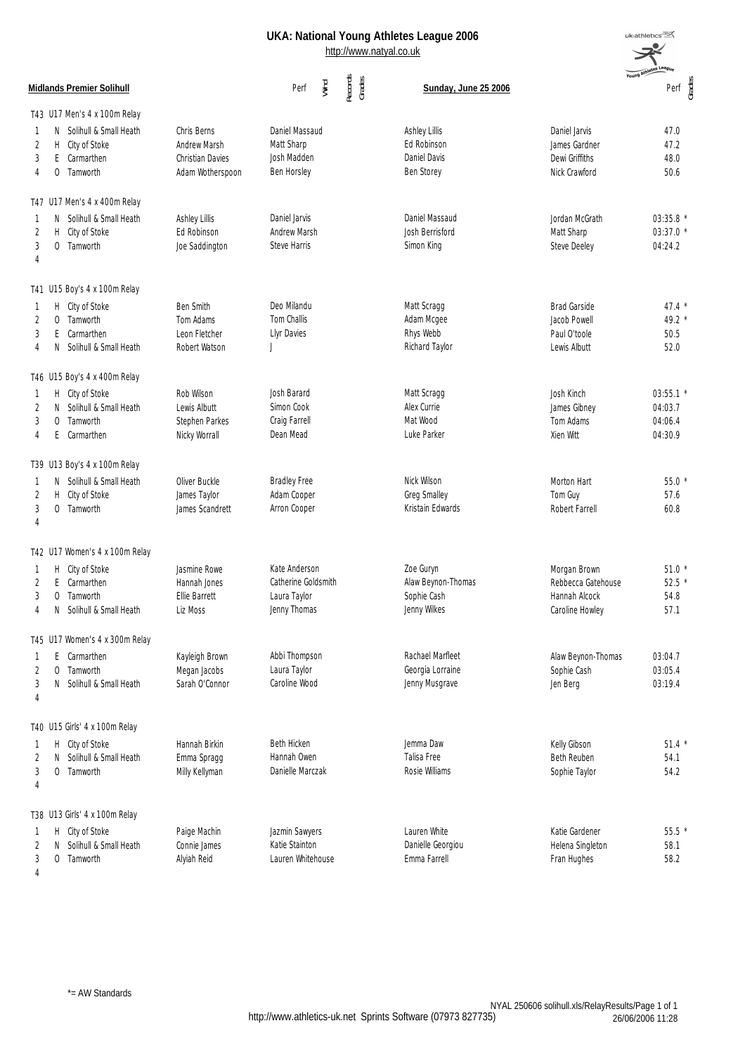# UKA: National Young Athletes League 2006

http://www.natyal.co.uk

**Midlands Premier Solihull** — **Sunday, June 25 2006**

### T43 U17 Men's 4 x 100m Relay

| Pos | | Team | Runner 1 | Runner 2 | Runner 3 | Runner 4 | Perf |
|---|---|---|---|---|---|---|---|
| 1 | N | Solihull & Small Heath | Chris Berns | Daniel Massaud | Ashley Lillis | Daniel Jarvis | 47.0 |
| 2 | H | City of Stoke | Andrew Marsh | Matt Sharp | Ed Robinson | James Gardner | 47.2 |
| 3 | E | Carmarthen | Christian Davies | Josh Madden | Daniel Davis | Dewi Griffiths | 48.0 |
| 4 | O | Tamworth | Adam Wotherspoon | Ben Horsley | Ben Storey | Nick Crawford | 50.6 |

### T47 U17 Men's 4 x 400m Relay

| Pos | | Team | Runner 1 | Runner 2 | Runner 3 | Runner 4 | Perf |
|---|---|---|---|---|---|---|---|
| 1 | N | Solihull & Small Heath | Ashley Lillis | Daniel Jarvis | Daniel Massaud | Jordan McGrath | 03:35.8 * |
| 2 | H | City of Stoke | Ed Robinson | Andrew Marsh | Josh Berrisford | Matt Sharp | 03:37.0 * |
| 3 | O | Tamworth | Joe Saddington | Steve Harris | Simon King | Steve Deeley | 04:24.2 |
| 4 | | | | | | | |

### T41 U15 Boy's 4 x 100m Relay

| Pos | | Team | Runner 1 | Runner 2 | Runner 3 | Runner 4 | Perf |
|---|---|---|---|---|---|---|---|
| 1 | H | City of Stoke | Ben Smith | Deo Milandu | Matt Scragg | Brad Garside | 47.4 * |
| 2 | O | Tamworth | Tom Adams | Tom Challis | Adam Mcgee | Jacob Powell | 49.2 * |
| 3 | E | Carmarthen | Leon Fletcher | Llyr Davies | Rhys Webb | Paul O'toole | 50.5 |
| 4 | N | Solihull & Small Heath | Robert Watson | J | Richard Taylor | Lewis Albutt | 52.0 |

### T46 U15 Boy's 4 x 400m Relay

| Pos | | Team | Runner 1 | Runner 2 | Runner 3 | Runner 4 | Perf |
|---|---|---|---|---|---|---|---|
| 1 | H | City of Stoke | Rob Wilson | Josh Barard | Matt Scragg | Josh Kinch | 03:55.1 * |
| 2 | N | Solihull & Small Heath | Lewis Albutt | Simon Cook | Alex Currie | James Gibney | 04:03.7 |
| 3 | O | Tamworth | Stephen Parkes | Craig Farrell | Mat Wood | Tom Adams | 04:06.4 |
| 4 | E | Carmarthen | Nicky Worrall | Dean Mead | Luke Parker | Xien Witt | 04:30.9 |

### T39 U13 Boy's 4 x 100m Relay

| Pos | | Team | Runner 1 | Runner 2 | Runner 3 | Runner 4 | Perf |
|---|---|---|---|---|---|---|---|
| 1 | N | Solihull & Small Heath | Oliver Buckle | Bradley Free | Nick Wilson | Morton Hart | 55.0 * |
| 2 | H | City of Stoke | James Taylor | Adam Cooper | Greg Smalley | Tom Guy | 57.6 |
| 3 | O | Tamworth | James Scandrett | Arron Cooper | Kristain Edwards | Robert Farrell | 60.8 |
| 4 | | | | | | | |

### T42 U17 Women's 4 x 100m Relay

| Pos | | Team | Runner 1 | Runner 2 | Runner 3 | Runner 4 | Perf |
|---|---|---|---|---|---|---|---|
| 1 | H | City of Stoke | Jasmine Rowe | Kate Anderson | Zoe Guryn | Morgan Brown | 51.0 * |
| 2 | E | Carmarthen | Hannah Jones | Catherine Goldsmith | Alaw Beynon-Thomas | Rebbecca Gatehouse | 52.5 * |
| 3 | O | Tamworth | Ellie Barrett | Laura Taylor | Sophie Cash | Hannah Alcock | 54.8 |
| 4 | N | Solihull & Small Heath | Liz Moss | Jenny Thomas | Jenny Wilkes | Caroline Howley | 57.1 |

### T45 U17 Women's 4 x 300m Relay

| Pos | | Team | Runner 1 | Runner 2 | Runner 3 | Runner 4 | Perf |
|---|---|---|---|---|---|---|---|
| 1 | E | Carmarthen | Kayleigh Brown | Abbi Thompson | Rachael Marfleet | Alaw Beynon-Thomas | 03:04.7 |
| 2 | O | Tamworth | Megan Jacobs | Laura Taylor | Georgia Lorraine | Sophie Cash | 03:05.4 |
| 3 | N | Solihull & Small Heath | Sarah O'Connor | Caroline Wood | Jenny Musgrave | Jen Berg | 03:19.4 |
| 4 | | | | | | | |

### T40 U15 Girls' 4 x 100m Relay

| Pos | | Team | Runner 1 | Runner 2 | Runner 3 | Runner 4 | Perf |
|---|---|---|---|---|---|---|---|
| 1 | H | City of Stoke | Hannah Birkin | Beth Hicken | Jemma Daw | Kelly Gibson | 51.4 * |
| 2 | N | Solihull & Small Heath | Emma Spragg | Hannah Owen | Talisa Free | Beth Reuben | 54.1 |
| 3 | O | Tamworth | Milly Kellyman | Danielle Marczak | Rosie Williams | Sophie Taylor | 54.2 |
| 4 | | | | | | | |

### T38 U13 Girls' 4 x 100m Relay

| Pos | | Team | Runner 1 | Runner 2 | Runner 3 | Runner 4 | Perf |
|---|---|---|---|---|---|---|---|
| 1 | H | City of Stoke | Paige Machin | Jazmin Sawyers | Lauren White | Katie Gardener | 55.5 * |
| 2 | N | Solihull & Small Heath | Connie James | Katie Stainton | Danielle Georgiou | Helena Singleton | 58.1 |
| 3 | O | Tamworth | Alyiah Reid | Lauren Whitehouse | Emma Farrell | Fran Hughes | 58.2 |
| 4 | | | | | | | |

*= AW Standards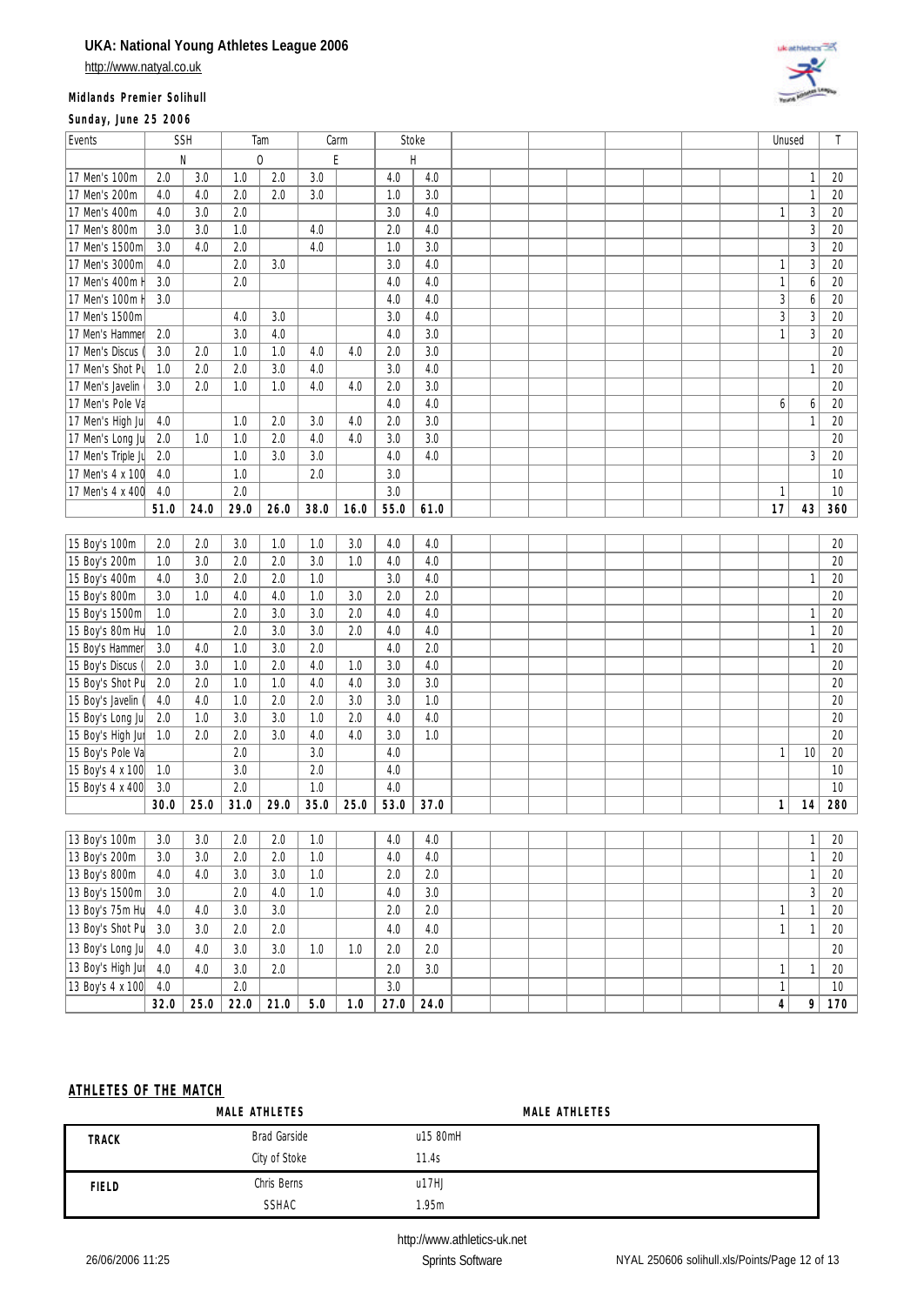# UKA: National Young Athletes League 2006

http://www.natyal.co.uk

**Midlands Premier Solihull**

**Sunday, June 25 2006**

| Events | SSH | | Tam | | Carm | | Stoke | | Unused | | T |
|---|---|---|---|---|---|---|---|---|---|---|---|
| | N | | 0 | | E | | H | | | | |
| 17 Men's 100m | 2.0 | 3.0 | 1.0 | 2.0 | 3.0 | | 4.0 | 4.0 | | 1 | 20 |
| 17 Men's 200m | 4.0 | 4.0 | 2.0 | 2.0 | 3.0 | | 1.0 | 3.0 | | 1 | 20 |
| 17 Men's 400m | 4.0 | 3.0 | 2.0 | | | | 3.0 | 4.0 | 1 | 3 | 20 |
| 17 Men's 800m | 3.0 | 3.0 | 1.0 | | 4.0 | | 2.0 | 4.0 | | 3 | 20 |
| 17 Men's 1500m | 3.0 | 4.0 | 2.0 | | 4.0 | | 1.0 | 3.0 | | 3 | 20 |
| 17 Men's 3000m | 4.0 | | 2.0 | 3.0 | | | 3.0 | 4.0 | 1 | 3 | 20 |
| 17 Men's 400m H | 3.0 | | 2.0 | | | | 4.0 | 4.0 | 1 | 6 | 20 |
| 17 Men's 100m H | 3.0 | | | | | | 4.0 | 4.0 | 3 | 6 | 20 |
| 17 Men's 1500m | | | 4.0 | 3.0 | | | 3.0 | 4.0 | 3 | 3 | 20 |
| 17 Men's Hammer | 2.0 | | 3.0 | 4.0 | | | 4.0 | 3.0 | 1 | 3 | 20 |
| 17 Men's Discus ( | 3.0 | 2.0 | 1.0 | 1.0 | 4.0 | 4.0 | 2.0 | 3.0 | | | 20 |
| 17 Men's Shot Pu | 1.0 | 2.0 | 2.0 | 3.0 | 4.0 | | 3.0 | 4.0 | | 1 | 20 |
| 17 Men's Javelin ( | 3.0 | 2.0 | 1.0 | 1.0 | 4.0 | 4.0 | 2.0 | 3.0 | | | 20 |
| 17 Men's Pole Va | | | | | | | 4.0 | 4.0 | 6 | 6 | 20 |
| 17 Men's High Ju | 4.0 | | 1.0 | 2.0 | 3.0 | 4.0 | 2.0 | 3.0 | | 1 | 20 |
| 17 Men's Long Ju | 2.0 | 1.0 | 1.0 | 2.0 | 4.0 | 4.0 | 3.0 | 3.0 | | | 20 |
| 17 Men's Triple Ju | 2.0 | | 1.0 | 3.0 | 3.0 | | 4.0 | 4.0 | | 3 | 20 |
| 17 Men's 4 x 100 | 4.0 | | 1.0 | | 2.0 | | 3.0 | | | | 10 |
| 17 Men's 4 x 400 | 4.0 | | 2.0 | | | | 3.0 | | 1 | | 10 |
| | **51.0** | **24.0** | **29.0** | **26.0** | **38.0** | **16.0** | **55.0** | **61.0** | **17** | **43** | **360** |
| 15 Boy's 100m | 2.0 | 2.0 | 3.0 | 1.0 | 1.0 | 3.0 | 4.0 | 4.0 | | | 20 |
| 15 Boy's 200m | 1.0 | 3.0 | 2.0 | 2.0 | 3.0 | 1.0 | 4.0 | 4.0 | | | 20 |
| 15 Boy's 400m | 4.0 | 3.0 | 2.0 | 2.0 | 1.0 | | 3.0 | 4.0 | | 1 | 20 |
| 15 Boy's 800m | 3.0 | 1.0 | 4.0 | 4.0 | 1.0 | 3.0 | 2.0 | 2.0 | | | 20 |
| 15 Boy's 1500m | 1.0 | | 2.0 | 3.0 | 3.0 | 2.0 | 4.0 | 4.0 | | 1 | 20 |
| 15 Boy's 80m Hu | 1.0 | | 2.0 | 3.0 | 3.0 | 2.0 | 4.0 | 4.0 | | 1 | 20 |
| 15 Boy's Hammer | 3.0 | 4.0 | 1.0 | 3.0 | 2.0 | | 4.0 | 2.0 | | 1 | 20 |
| 15 Boy's Discus ( | 2.0 | 3.0 | 1.0 | 2.0 | 4.0 | 1.0 | 3.0 | 4.0 | | | 20 |
| 15 Boy's Shot Pu | 2.0 | 2.0 | 1.0 | 1.0 | 4.0 | 4.0 | 3.0 | 3.0 | | | 20 |
| 15 Boy's Javelin ( | 4.0 | 4.0 | 1.0 | 2.0 | 2.0 | 3.0 | 3.0 | 1.0 | | | 20 |
| 15 Boy's Long Ju | 2.0 | 1.0 | 3.0 | 3.0 | 1.0 | 2.0 | 4.0 | 4.0 | | | 20 |
| 15 Boy's High Jur | 1.0 | 2.0 | 2.0 | 3.0 | 4.0 | 4.0 | 3.0 | 1.0 | | | 20 |
| 15 Boy's Pole Va | | | 2.0 | | 3.0 | | 4.0 | | 1 | 10 | 20 |
| 15 Boy's 4 x 100 | 1.0 | | 3.0 | | 2.0 | | 4.0 | | | | 10 |
| 15 Boy's 4 x 400 | 3.0 | | 2.0 | | 1.0 | | 4.0 | | | | 10 |
| | **30.0** | **25.0** | **31.0** | **29.0** | **35.0** | **25.0** | **53.0** | **37.0** | **1** | **14** | **280** |
| 13 Boy's 100m | 3.0 | 3.0 | 2.0 | 2.0 | 1.0 | | 4.0 | 4.0 | | 1 | 20 |
| 13 Boy's 200m | 3.0 | 3.0 | 2.0 | 2.0 | 1.0 | | 4.0 | 4.0 | | 1 | 20 |
| 13 Boy's 800m | 4.0 | 4.0 | 3.0 | 3.0 | 1.0 | | 2.0 | 2.0 | | 1 | 20 |
| 13 Boy's 1500m | 3.0 | | 2.0 | 4.0 | 1.0 | | 4.0 | 3.0 | | 3 | 20 |
| 13 Boy's 75m Hu | 4.0 | 4.0 | 3.0 | 3.0 | | | 2.0 | 2.0 | 1 | 1 | 20 |
| 13 Boy's Shot Pu | 3.0 | 3.0 | 2.0 | 2.0 | | | 4.0 | 4.0 | 1 | 1 | 20 |
| 13 Boy's Long Ju | 4.0 | 4.0 | 3.0 | 3.0 | 1.0 | 1.0 | 2.0 | 2.0 | | | 20 |
| 13 Boy's High Jur | 4.0 | 4.0 | 3.0 | 2.0 | | | 2.0 | 3.0 | 1 | 1 | 20 |
| 13 Boy's 4 x 100 | 4.0 | | 2.0 | | | | 3.0 | | 1 | | 10 |
| | **32.0** | **25.0** | **22.0** | **21.0** | **5.0** | **1.0** | **27.0** | **24.0** | **4** | **9** | **170** |

## ATHLETES OF THE MATCH

| | MALE ATHLETES | MALE ATHLETES |
|---|---|---|
| **TRACK** | Brad Garside | u15 80mH |
| | City of Stoke | 11.4s |
| **FIELD** | Chris Berns | u17HJ |
| | SSHAC | 1.95m |

http://www.athletics-uk.net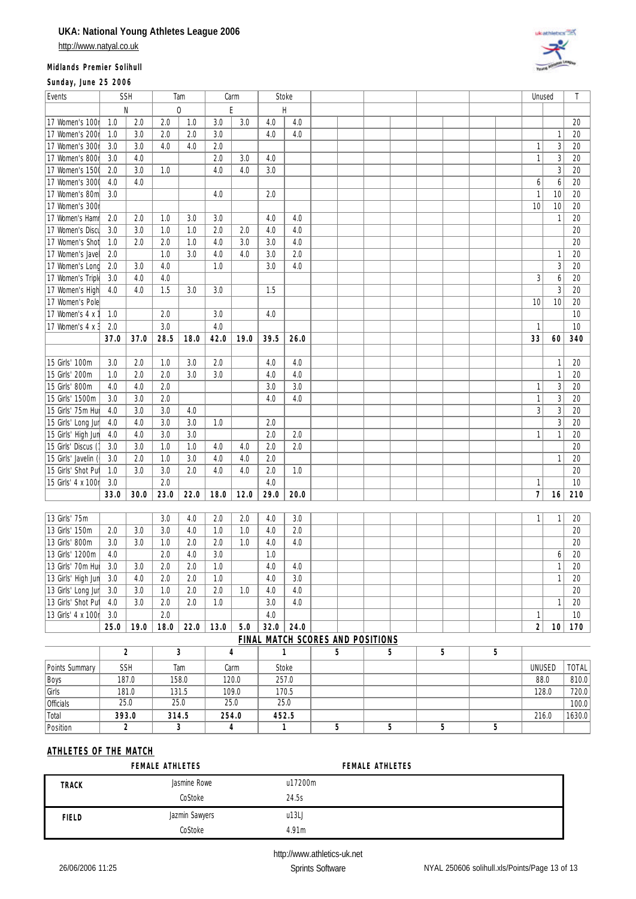# UKA: National Young Athletes League 2006

http://www.natyal.co.uk

**Midlands Premier Solihull**

**Sunday, June 25 2006**

| Events | SSH | | Tam | | Carm | | Stoke | | | | | | | | | | Unused | | T |
|---|---|---|---|---|---|---|---|---|---|---|---|---|---|---|---|---|---|---|---|
| | N | | O | | E | | H | | | | | | | | | | | | |
| 17 Women's 100r | 1.0 | 2.0 | 2.0 | 1.0 | 3.0 | 3.0 | 4.0 | 4.0 | | | | | | | | | | | 20 |
| 17 Women's 200r | 1.0 | 3.0 | 2.0 | 2.0 | 3.0 | | 4.0 | 4.0 | | | | | | | | | | 1 | 20 |
| 17 Women's 300r | 3.0 | 3.0 | 4.0 | 4.0 | 2.0 | | | | | | | | | | | | 1 | 3 | 20 |
| 17 Women's 800r | 3.0 | 4.0 | | | 2.0 | 3.0 | 4.0 | | | | | | | | | | 1 | 3 | 20 |
| 17 Women's 150( | 2.0 | 3.0 | 1.0 | | 4.0 | 4.0 | 3.0 | | | | | | | | | | | 3 | 20 |
| 17 Women's 300( | 4.0 | 4.0 | | | | | | | | | | | | | | | 6 | 6 | 20 |
| 17 Women's 80m | 3.0 | | | | 4.0 | | 2.0 | | | | | | | | | | 1 | 10 | 20 |
| 17 Women's 300r | | | | | | | | | | | | | | | | | 10 | 10 | 20 |
| 17 Women's Hamr | 2.0 | 2.0 | 1.0 | 3.0 | 3.0 | | 4.0 | 4.0 | | | | | | | | | | 1 | 20 |
| 17 Women's Discu | 3.0 | 3.0 | 1.0 | 1.0 | 2.0 | 2.0 | 4.0 | 4.0 | | | | | | | | | | | 20 |
| 17 Women's Shot | 1.0 | 2.0 | 2.0 | 1.0 | 4.0 | 3.0 | 3.0 | 4.0 | | | | | | | | | | | 20 |
| 17 Women's Javel | 2.0 | | 1.0 | 3.0 | 4.0 | 4.0 | 3.0 | 2.0 | | | | | | | | | | 1 | 20 |
| 17 Women's Long | 2.0 | 3.0 | 4.0 | | 1.0 | | 3.0 | 4.0 | | | | | | | | | | 3 | 20 |
| 17 Women's Triple | 3.0 | 4.0 | 4.0 | | | | | | | | | | | | | | 3 | 6 | 20 |
| 17 Women's High | 4.0 | 4.0 | 1.5 | 3.0 | 3.0 | | 1.5 | | | | | | | | | | | 3 | 20 |
| 17 Women's Pole | | | | | | | | | | | | | | | | | 10 | 10 | 20 |
| 17 Women's 4 x 1 | 1.0 | | 2.0 | | 3.0 | | 4.0 | | | | | | | | | | | | 10 |
| 17 Women's 4 x 3 | 2.0 | | 3.0 | | 4.0 | | | | | | | | | | | | 1 | | 10 |
| | **37.0** | **37.0** | **28.5** | **18.0** | **42.0** | **19.0** | **39.5** | **26.0** | | | | | | | | | **33** | **60** | **340** |
| | | | | | | | | | | | | | | | | | | | |
| 15 Girls' 100m | 3.0 | 2.0 | 1.0 | 3.0 | 2.0 | | 4.0 | 4.0 | | | | | | | | | | 1 | 20 |
| 15 Girls' 200m | 1.0 | 2.0 | 2.0 | 3.0 | 3.0 | | 4.0 | 4.0 | | | | | | | | | | 1 | 20 |
| 15 Girls' 800m | 4.0 | 4.0 | 2.0 | | | | 3.0 | 3.0 | | | | | | | | | 1 | 3 | 20 |
| 15 Girls' 1500m | 3.0 | 3.0 | 2.0 | | | | 4.0 | 4.0 | | | | | | | | | 1 | 3 | 20 |
| 15 Girls' 75m Hur | 4.0 | 3.0 | 3.0 | 4.0 | | | | | | | | | | | | | 3 | 3 | 20 |
| 15 Girls' Long Jur | 4.0 | 4.0 | 3.0 | 3.0 | 1.0 | | 2.0 | | | | | | | | | | | 3 | 20 |
| 15 Girls' High Jun | 4.0 | 4.0 | 3.0 | 3.0 | | | 2.0 | 2.0 | | | | | | | | | 1 | 1 | 20 |
| 15 Girls' Discus (1 | 3.0 | 3.0 | 1.0 | 1.0 | 4.0 | 4.0 | 2.0 | 2.0 | | | | | | | | | | | 20 |
| 15 Girls' Javelin ( | 3.0 | 2.0 | 1.0 | 3.0 | 4.0 | 4.0 | 2.0 | | | | | | | | | | | 1 | 20 |
| 15 Girls' Shot Put | 1.0 | 3.0 | 3.0 | 2.0 | 4.0 | 4.0 | 2.0 | 1.0 | | | | | | | | | | | 20 |
| 15 Girls' 4 x 100r | 3.0 | | 2.0 | | | | 4.0 | | | | | | | | | | 1 | | 10 |
| | **33.0** | **30.0** | **23.0** | **22.0** | **18.0** | **12.0** | **29.0** | **20.0** | | | | | | | | | **7** | **16** | **210** |
| | | | | | | | | | | | | | | | | | | | |
| 13 Girls' 75m | | | 3.0 | 4.0 | 2.0 | 2.0 | 4.0 | 3.0 | | | | | | | | | 1 | 1 | 20 |
| 13 Girls' 150m | 2.0 | 3.0 | 3.0 | 4.0 | 1.0 | 1.0 | 4.0 | 2.0 | | | | | | | | | | | 20 |
| 13 Girls' 800m | 3.0 | 3.0 | 1.0 | 2.0 | 2.0 | 1.0 | 4.0 | 4.0 | | | | | | | | | | | 20 |
| 13 Girls' 1200m | 4.0 | | 2.0 | 4.0 | 3.0 | | 1.0 | | | | | | | | | | | 6 | 20 |
| 13 Girls' 70m Hur | 3.0 | 3.0 | 2.0 | 2.0 | 1.0 | | 4.0 | 4.0 | | | | | | | | | | 1 | 20 |
| 13 Girls' High Jun | 3.0 | 4.0 | 2.0 | 2.0 | 1.0 | | 4.0 | 3.0 | | | | | | | | | | 1 | 20 |
| 13 Girls' Long Jur | 3.0 | 3.0 | 1.0 | 2.0 | 2.0 | 1.0 | 4.0 | 4.0 | | | | | | | | | | | 20 |
| 13 Girls' Shot Put | 4.0 | 3.0 | 2.0 | 2.0 | 1.0 | | 3.0 | 4.0 | | | | | | | | | | 1 | 20 |
| 13 Girls' 4 x 100r | 3.0 | | 2.0 | | | | 4.0 | | | | | | | | | | 1 | | 10 |
| | **25.0** | **19.0** | **18.0** | **22.0** | **13.0** | **5.0** | **32.0** | **24.0** | | | | | | | | | **2** | **10** | **170** |

**FINAL MATCH SCORES AND POSITIONS**

| | 2 | 3 | 4 | 1 | 5 | 5 | 5 | 5 | | |
|---|---|---|---|---|---|---|---|---|---|---|
| Points Summary | SSH | Tam | Carm | Stoke | | | | | UNUSED | TOTAL |
| Boys | 187.0 | 158.0 | 120.0 | 257.0 | | | | | 88.0 | 810.0 |
| Girls | 181.0 | 131.5 | 109.0 | 170.5 | | | | | 128.0 | 720.0 |
| Officials | 25.0 | 25.0 | 25.0 | 25.0 | | | | | | 100.0 |
| Total | **393.0** | **314.5** | **254.0** | **452.5** | | | | | 216.0 | 1630.0 |
| Position | **2** | **3** | **4** | **1** | **5** | **5** | **5** | **5** | | |

## ATHLETES OF THE MATCH

| | FEMALE ATHLETES | FEMALE ATHLETES |
|---|---|---|
| **TRACK** | Jasmine Rowe | u17200m |
| | CoStoke | 24.5s |
| **FIELD** | Jazmin Sawyers | u13LJ |
| | CoStoke | 4.91m |

http://www.athletics-uk.net

26/06/2006 11:25 Sprints Software NYAL 250606 solihull.xls/Points/Page 13 of 13